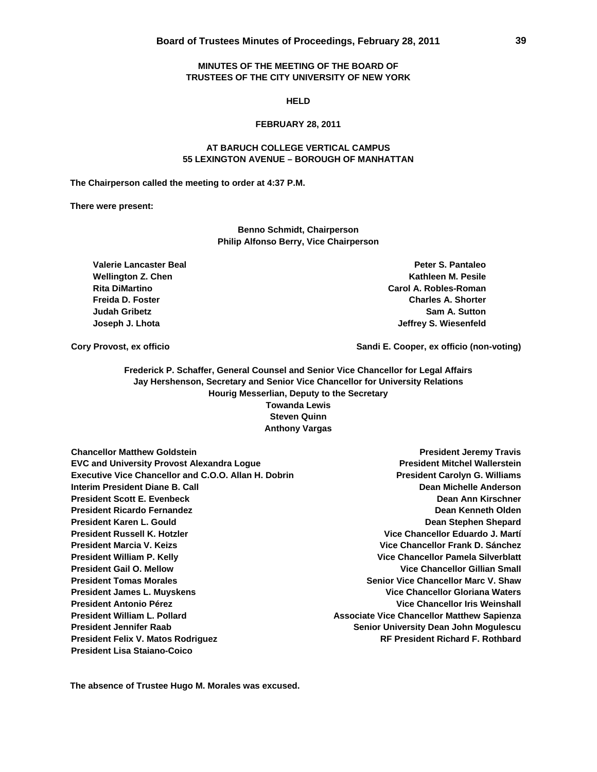**MINUTES OF THE MEETING OF THE BOARD OF TRUSTEES OF THE CITY UNIVERSITY OF NEW YORK**

**HELD**

**FEBRUARY 28, 2011**

**AT BARUCH COLLEGE VERTICAL CAMPUS**
**55 LEXINGTON AVENUE – BOROUGH OF MANHATTAN**

**The Chairperson called the meeting to order at 4:37 P.M.**

**There were present:**

**Benno Schmidt, Chairperson**
**Philip Alfonso Berry, Vice Chairperson**

**Valerie Lancaster Beal**
**Wellington Z. Chen**
**Rita DiMartino**
**Freida D. Foster**
**Judah Gribetz**
**Joseph J. Lhota**
**Peter S. Pantaleo**
**Kathleen M. Pesile**
**Carol A. Robles-Roman**
**Charles A. Shorter**
**Sam A. Sutton**
**Jeffrey S. Wiesenfeld**

**Cory Provost, ex officio**
**Sandi E. Cooper, ex officio (non-voting)**

**Frederick P. Schaffer, General Counsel and Senior Vice Chancellor for Legal Affairs**
**Jay Hershenson, Secretary and Senior Vice Chancellor for University Relations**
**Hourig Messerlian, Deputy to the Secretary**
**Towanda Lewis**
**Steven Quinn**
**Anthony Vargas**

**Chancellor Matthew Goldstein**
**EVC and University Provost Alexandra Logue**
**Executive Vice Chancellor and C.O.O. Allan H. Dobrin**
**Interim President Diane B. Call**
**President Scott E. Evenbeck**
**President Ricardo Fernandez**
**President Karen L. Gould**
**President Russell K. Hotzler**
**President Marcia V. Keizs**
**President William P. Kelly**
**President Gail O. Mellow**
**President Tomas Morales**
**President James L. Muyskens**
**President Antonio Pérez**
**President William L. Pollard**
**President Jennifer Raab**
**President Felix V. Matos Rodriguez**
**President Lisa Staiano-Coico**
**President Jeremy Travis**
**President Mitchel Wallerstein**
**President Carolyn G. Williams**
**Dean Michelle Anderson**
**Dean Ann Kirschner**
**Dean Kenneth Olden**
**Dean Stephen Shepard**
**Vice Chancellor Eduardo J. Martí**
**Vice Chancellor Frank D. Sánchez**
**Vice Chancellor Pamela Silverblatt**
**Vice Chancellor Gillian Small**
**Senior Vice Chancellor Marc V. Shaw**
**Vice Chancellor Gloriana Waters**
**Vice Chancellor Iris Weinshall**
**Associate Vice Chancellor Matthew Sapienza**
**Senior University Dean John Mogulescu**
**RF President Richard F. Rothbard**

**The absence of Trustee Hugo M. Morales was excused.**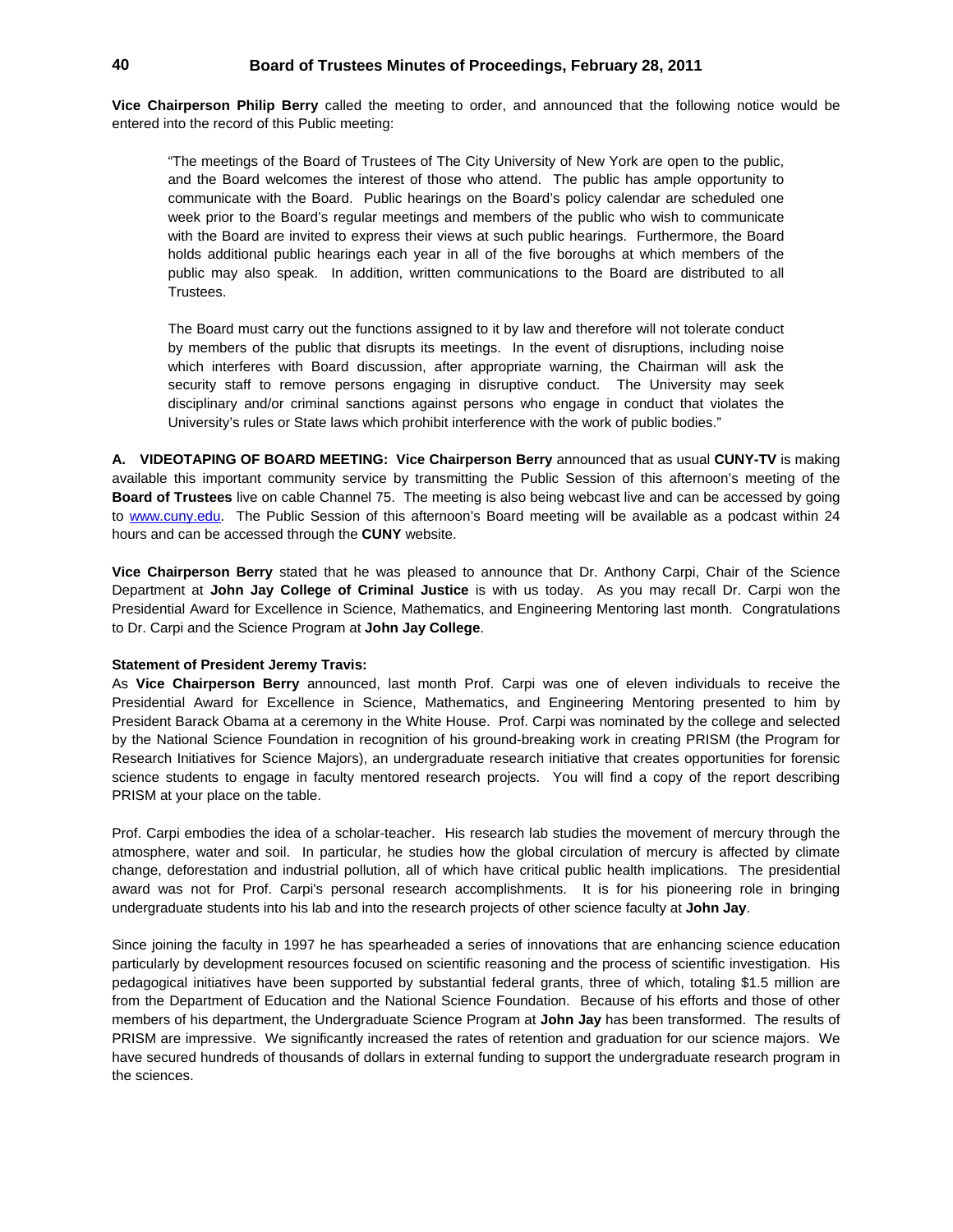**Vice Chairperson Philip Berry** called the meeting to order, and announced that the following notice would be entered into the record of this Public meeting:

> "The meetings of the Board of Trustees of The City University of New York are open to the public, and the Board welcomes the interest of those who attend. The public has ample opportunity to communicate with the Board. Public hearings on the Board's policy calendar are scheduled one week prior to the Board's regular meetings and members of the public who wish to communicate with the Board are invited to express their views at such public hearings. Furthermore, the Board holds additional public hearings each year in all of the five boroughs at which members of the public may also speak. In addition, written communications to the Board are distributed to all Trustees.
>
> The Board must carry out the functions assigned to it by law and therefore will not tolerate conduct by members of the public that disrupts its meetings. In the event of disruptions, including noise which interferes with Board discussion, after appropriate warning, the Chairman will ask the security staff to remove persons engaging in disruptive conduct. The University may seek disciplinary and/or criminal sanctions against persons who engage in conduct that violates the University's rules or State laws which prohibit interference with the work of public bodies."

**A. VIDEOTAPING OF BOARD MEETING: Vice Chairperson Berry** announced that as usual **CUNY-TV** is making available this important community service by transmitting the Public Session of this afternoon's meeting of the **Board of Trustees** live on cable Channel 75. The meeting is also being webcast live and can be accessed by going to www.cuny.edu. The Public Session of this afternoon's Board meeting will be available as a podcast within 24 hours and can be accessed through the **CUNY** website.

**Vice Chairperson Berry** stated that he was pleased to announce that Dr. Anthony Carpi, Chair of the Science Department at **John Jay College of Criminal Justice** is with us today. As you may recall Dr. Carpi won the Presidential Award for Excellence in Science, Mathematics, and Engineering Mentoring last month. Congratulations to Dr. Carpi and the Science Program at **John Jay College**.

**Statement of President Jeremy Travis:**

As **Vice Chairperson Berry** announced, last month Prof. Carpi was one of eleven individuals to receive the Presidential Award for Excellence in Science, Mathematics, and Engineering Mentoring presented to him by President Barack Obama at a ceremony in the White House. Prof. Carpi was nominated by the college and selected by the National Science Foundation in recognition of his ground-breaking work in creating PRISM (the Program for Research Initiatives for Science Majors), an undergraduate research initiative that creates opportunities for forensic science students to engage in faculty mentored research projects. You will find a copy of the report describing PRISM at your place on the table.

Prof. Carpi embodies the idea of a scholar-teacher. His research lab studies the movement of mercury through the atmosphere, water and soil. In particular, he studies how the global circulation of mercury is affected by climate change, deforestation and industrial pollution, all of which have critical public health implications. The presidential award was not for Prof. Carpi's personal research accomplishments. It is for his pioneering role in bringing undergraduate students into his lab and into the research projects of other science faculty at **John Jay**.

Since joining the faculty in 1997 he has spearheaded a series of innovations that are enhancing science education particularly by development resources focused on scientific reasoning and the process of scientific investigation. His pedagogical initiatives have been supported by substantial federal grants, three of which, totaling $1.5 million are from the Department of Education and the National Science Foundation. Because of his efforts and those of other members of his department, the Undergraduate Science Program at **John Jay** has been transformed. The results of PRISM are impressive. We significantly increased the rates of retention and graduation for our science majors. We have secured hundreds of thousands of dollars in external funding to support the undergraduate research program in the sciences.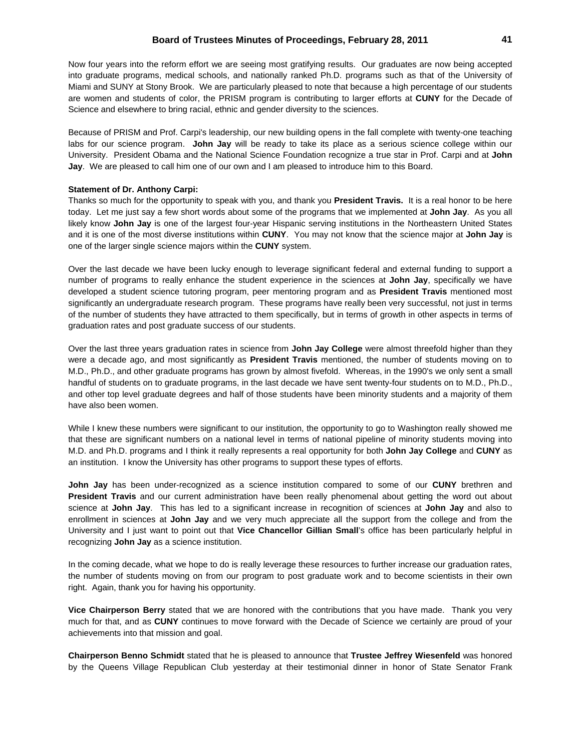Now four years into the reform effort we are seeing most gratifying results. Our graduates are now being accepted into graduate programs, medical schools, and nationally ranked Ph.D. programs such as that of the University of Miami and SUNY at Stony Brook. We are particularly pleased to note that because a high percentage of our students are women and students of color, the PRISM program is contributing to larger efforts at **CUNY** for the Decade of Science and elsewhere to bring racial, ethnic and gender diversity to the sciences.

Because of PRISM and Prof. Carpi's leadership, our new building opens in the fall complete with twenty-one teaching labs for our science program. **John Jay** will be ready to take its place as a serious science college within our University. President Obama and the National Science Foundation recognize a true star in Prof. Carpi and at **John Jay**. We are pleased to call him one of our own and I am pleased to introduce him to this Board.

**Statement of Dr. Anthony Carpi:**

Thanks so much for the opportunity to speak with you, and thank you **President Travis.** It is a real honor to be here today. Let me just say a few short words about some of the programs that we implemented at **John Jay**. As you all likely know **John Jay** is one of the largest four-year Hispanic serving institutions in the Northeastern United States and it is one of the most diverse institutions within **CUNY**. You may not know that the science major at **John Jay** is one of the larger single science majors within the **CUNY** system.

Over the last decade we have been lucky enough to leverage significant federal and external funding to support a number of programs to really enhance the student experience in the sciences at **John Jay**, specifically we have developed a student science tutoring program, peer mentoring program and as **President Travis** mentioned most significantly an undergraduate research program. These programs have really been very successful, not just in terms of the number of students they have attracted to them specifically, but in terms of growth in other aspects in terms of graduation rates and post graduate success of our students.

Over the last three years graduation rates in science from **John Jay College** were almost threefold higher than they were a decade ago, and most significantly as **President Travis** mentioned, the number of students moving on to M.D., Ph.D., and other graduate programs has grown by almost fivefold. Whereas, in the 1990's we only sent a small handful of students on to graduate programs, in the last decade we have sent twenty-four students on to M.D., Ph.D., and other top level graduate degrees and half of those students have been minority students and a majority of them have also been women.

While I knew these numbers were significant to our institution, the opportunity to go to Washington really showed me that these are significant numbers on a national level in terms of national pipeline of minority students moving into M.D. and Ph.D. programs and I think it really represents a real opportunity for both **John Jay College** and **CUNY** as an institution. I know the University has other programs to support these types of efforts.

**John Jay** has been under-recognized as a science institution compared to some of our **CUNY** brethren and **President Travis** and our current administration have been really phenomenal about getting the word out about science at **John Jay**. This has led to a significant increase in recognition of sciences at **John Jay** and also to enrollment in sciences at **John Jay** and we very much appreciate all the support from the college and from the University and I just want to point out that **Vice Chancellor Gillian Small**'s office has been particularly helpful in recognizing **John Jay** as a science institution.

In the coming decade, what we hope to do is really leverage these resources to further increase our graduation rates, the number of students moving on from our program to post graduate work and to become scientists in their own right. Again, thank you for having his opportunity.

**Vice Chairperson Berry** stated that we are honored with the contributions that you have made. Thank you very much for that, and as **CUNY** continues to move forward with the Decade of Science we certainly are proud of your achievements into that mission and goal.

**Chairperson Benno Schmidt** stated that he is pleased to announce that **Trustee Jeffrey Wiesenfeld** was honored by the Queens Village Republican Club yesterday at their testimonial dinner in honor of State Senator Frank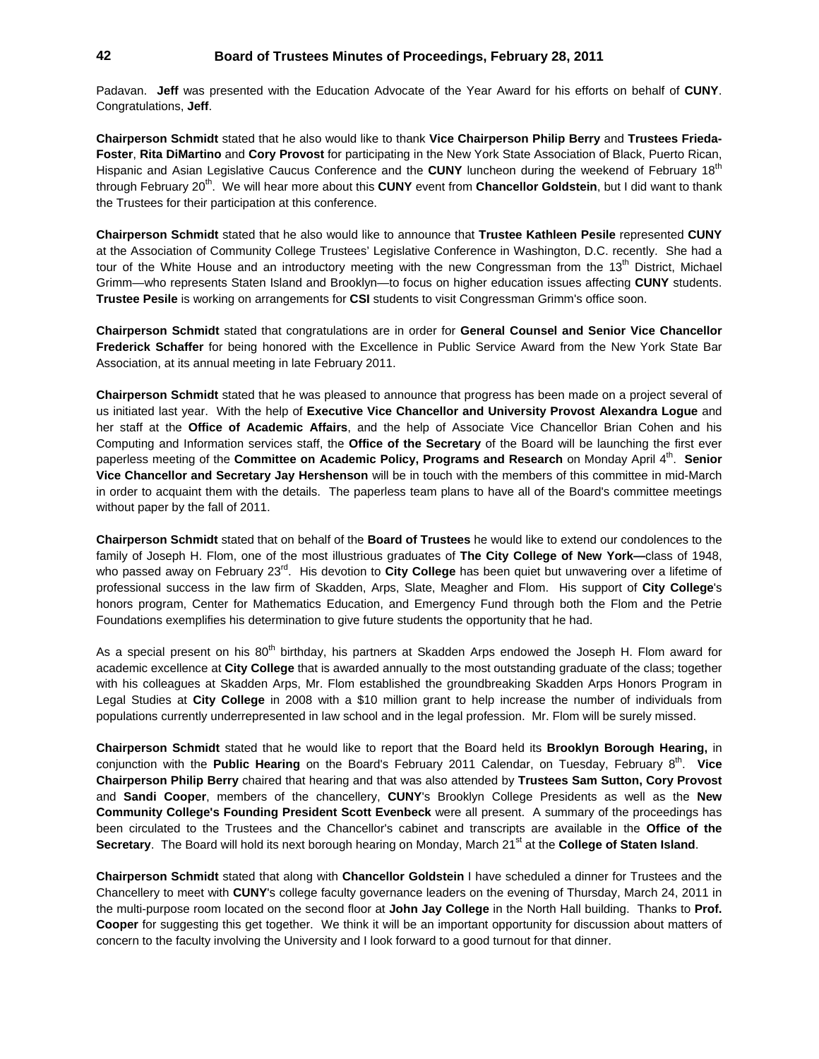Padavan. **Jeff** was presented with the Education Advocate of the Year Award for his efforts on behalf of **CUNY**. Congratulations, **Jeff**.

**Chairperson Schmidt** stated that he also would like to thank **Vice Chairperson Philip Berry** and **Trustees Frieda-Foster**, **Rita DiMartino** and **Cory Provost** for participating in the New York State Association of Black, Puerto Rican, Hispanic and Asian Legislative Caucus Conference and the **CUNY** luncheon during the weekend of February 18th through February 20th. We will hear more about this **CUNY** event from **Chancellor Goldstein**, but I did want to thank the Trustees for their participation at this conference.

**Chairperson Schmidt** stated that he also would like to announce that **Trustee Kathleen Pesile** represented **CUNY** at the Association of Community College Trustees' Legislative Conference in Washington, D.C. recently. She had a tour of the White House and an introductory meeting with the new Congressman from the 13th District, Michael Grimm—who represents Staten Island and Brooklyn—to focus on higher education issues affecting **CUNY** students. **Trustee Pesile** is working on arrangements for **CSI** students to visit Congressman Grimm's office soon.

**Chairperson Schmidt** stated that congratulations are in order for **General Counsel and Senior Vice Chancellor Frederick Schaffer** for being honored with the Excellence in Public Service Award from the New York State Bar Association, at its annual meeting in late February 2011.

**Chairperson Schmidt** stated that he was pleased to announce that progress has been made on a project several of us initiated last year. With the help of **Executive Vice Chancellor and University Provost Alexandra Logue** and her staff at the **Office of Academic Affairs**, and the help of Associate Vice Chancellor Brian Cohen and his Computing and Information services staff, the **Office of the Secretary** of the Board will be launching the first ever paperless meeting of the **Committee on Academic Policy, Programs and Research** on Monday April 4th. **Senior Vice Chancellor and Secretary Jay Hershenson** will be in touch with the members of this committee in mid-March in order to acquaint them with the details. The paperless team plans to have all of the Board's committee meetings without paper by the fall of 2011.

**Chairperson Schmidt** stated that on behalf of the **Board of Trustees** he would like to extend our condolences to the family of Joseph H. Flom, one of the most illustrious graduates of **The City College of New York—**class of 1948, who passed away on February 23rd. His devotion to **City College** has been quiet but unwavering over a lifetime of professional success in the law firm of Skadden, Arps, Slate, Meagher and Flom. His support of **City College**'s honors program, Center for Mathematics Education, and Emergency Fund through both the Flom and the Petrie Foundations exemplifies his determination to give future students the opportunity that he had.

As a special present on his 80th birthday, his partners at Skadden Arps endowed the Joseph H. Flom award for academic excellence at **City College** that is awarded annually to the most outstanding graduate of the class; together with his colleagues at Skadden Arps, Mr. Flom established the groundbreaking Skadden Arps Honors Program in Legal Studies at **City College** in 2008 with a $10 million grant to help increase the number of individuals from populations currently underrepresented in law school and in the legal profession. Mr. Flom will be surely missed.

**Chairperson Schmidt** stated that he would like to report that the Board held its **Brooklyn Borough Hearing,** in conjunction with the **Public Hearing** on the Board's February 2011 Calendar, on Tuesday, February 8th. **Vice Chairperson Philip Berry** chaired that hearing and that was also attended by **Trustees Sam Sutton, Cory Provost** and **Sandi Cooper**, members of the chancellery, **CUNY**'s Brooklyn College Presidents as well as the **New Community College's Founding President Scott Evenbeck** were all present. A summary of the proceedings has been circulated to the Trustees and the Chancellor's cabinet and transcripts are available in the **Office of the Secretary**. The Board will hold its next borough hearing on Monday, March 21st at the **College of Staten Island**.

**Chairperson Schmidt** stated that along with **Chancellor Goldstein** I have scheduled a dinner for Trustees and the Chancellery to meet with **CUNY**'s college faculty governance leaders on the evening of Thursday, March 24, 2011 in the multi-purpose room located on the second floor at **John Jay College** in the North Hall building. Thanks to **Prof. Cooper** for suggesting this get together. We think it will be an important opportunity for discussion about matters of concern to the faculty involving the University and I look forward to a good turnout for that dinner.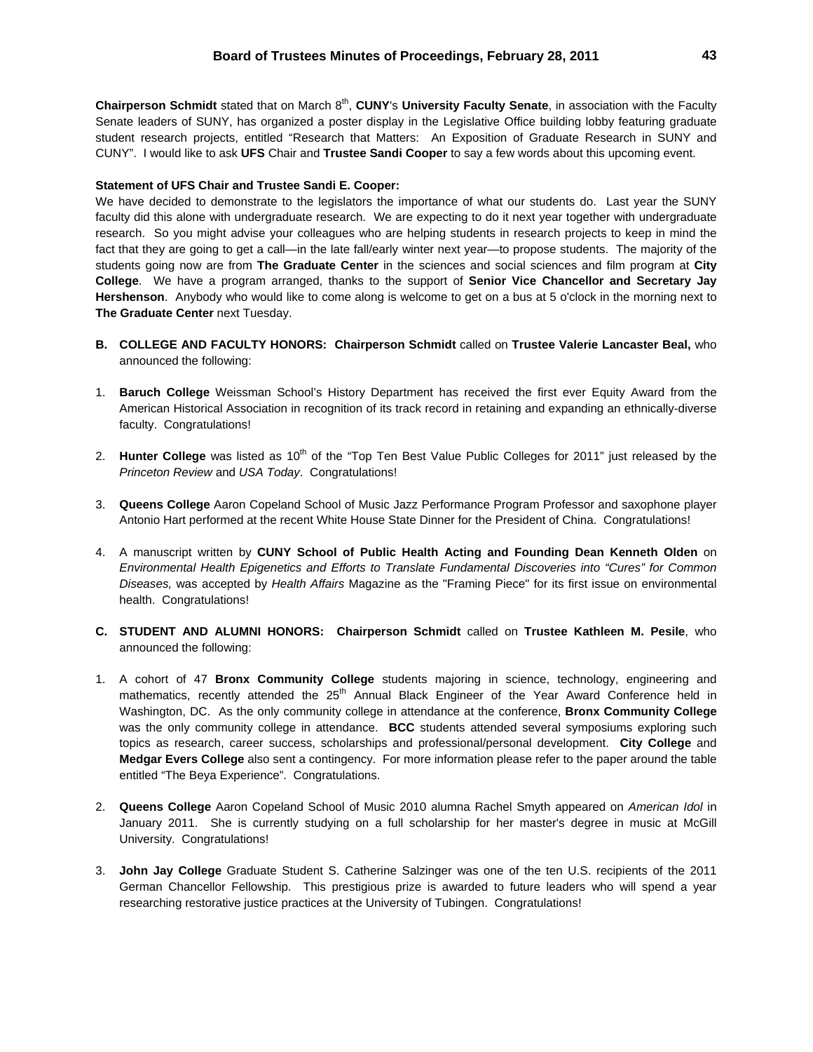**Chairperson Schmidt** stated that on March 8th, **CUNY**'s **University Faculty Senate**, in association with the Faculty Senate leaders of SUNY, has organized a poster display in the Legislative Office building lobby featuring graduate student research projects, entitled "Research that Matters: An Exposition of Graduate Research in SUNY and CUNY". I would like to ask **UFS** Chair and **Trustee Sandi Cooper** to say a few words about this upcoming event.

**Statement of UFS Chair and Trustee Sandi E. Cooper:**
We have decided to demonstrate to the legislators the importance of what our students do. Last year the SUNY faculty did this alone with undergraduate research. We are expecting to do it next year together with undergraduate research. So you might advise your colleagues who are helping students in research projects to keep in mind the fact that they are going to get a call—in the late fall/early winter next year—to propose students. The majority of the students going now are from **The Graduate Center** in the sciences and social sciences and film program at **City College**. We have a program arranged, thanks to the support of **Senior Vice Chancellor and Secretary Jay Hershenson**. Anybody who would like to come along is welcome to get on a bus at 5 o'clock in the morning next to **The Graduate Center** next Tuesday.

**B. COLLEGE AND FACULTY HONORS: Chairperson Schmidt** called on **Trustee Valerie Lancaster Beal,** who announced the following:

1. **Baruch College** Weissman School's History Department has received the first ever Equity Award from the American Historical Association in recognition of its track record in retaining and expanding an ethnically-diverse faculty. Congratulations!

2. **Hunter College** was listed as 10th of the "Top Ten Best Value Public Colleges for 2011" just released by the *Princeton Review* and *USA Today*. Congratulations!

3. **Queens College** Aaron Copeland School of Music Jazz Performance Program Professor and saxophone player Antonio Hart performed at the recent White House State Dinner for the President of China. Congratulations!

4. A manuscript written by **CUNY School of Public Health Acting and Founding Dean Kenneth Olden** on *Environmental Health Epigenetics and Efforts to Translate Fundamental Discoveries into "Cures" for Common Diseases,* was accepted by *Health Affairs* Magazine as the "Framing Piece" for its first issue on environmental health. Congratulations!

**C. STUDENT AND ALUMNI HONORS: Chairperson Schmidt** called on **Trustee Kathleen M. Pesile**, who announced the following:

1. A cohort of 47 **Bronx Community College** students majoring in science, technology, engineering and mathematics, recently attended the 25th Annual Black Engineer of the Year Award Conference held in Washington, DC. As the only community college in attendance at the conference, **Bronx Community College** was the only community college in attendance. **BCC** students attended several symposiums exploring such topics as research, career success, scholarships and professional/personal development. **City College** and **Medgar Evers College** also sent a contingency. For more information please refer to the paper around the table entitled "The Beya Experience". Congratulations.

2. **Queens College** Aaron Copeland School of Music 2010 alumna Rachel Smyth appeared on *American Idol* in January 2011. She is currently studying on a full scholarship for her master's degree in music at McGill University. Congratulations!

3. **John Jay College** Graduate Student S. Catherine Salzinger was one of the ten U.S. recipients of the 2011 German Chancellor Fellowship. This prestigious prize is awarded to future leaders who will spend a year researching restorative justice practices at the University of Tubingen. Congratulations!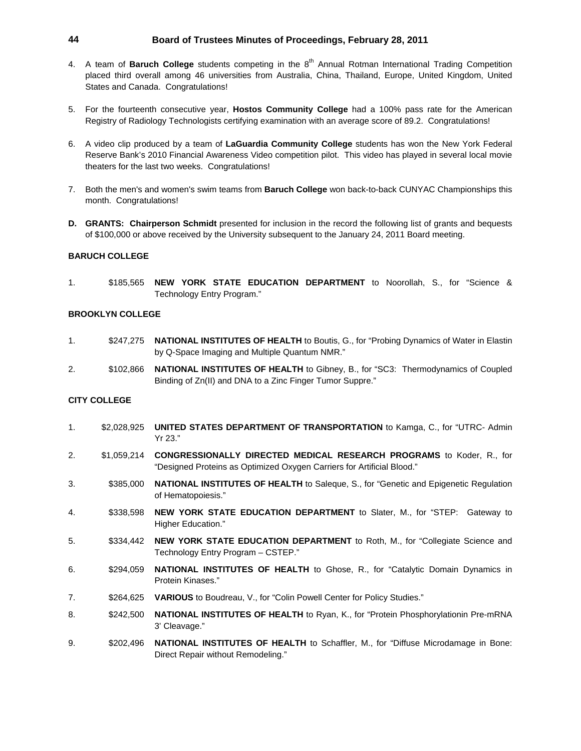4. A team of **Baruch College** students competing in the 8th Annual Rotman International Trading Competition placed third overall among 46 universities from Australia, China, Thailand, Europe, United Kingdom, United States and Canada. Congratulations!

5. For the fourteenth consecutive year, **Hostos Community College** had a 100% pass rate for the American Registry of Radiology Technologists certifying examination with an average score of 89.2. Congratulations!

6. A video clip produced by a team of **LaGuardia Community College** students has won the New York Federal Reserve Bank's 2010 Financial Awareness Video competition pilot. This video has played in several local movie theaters for the last two weeks. Congratulations!

7. Both the men's and women's swim teams from **Baruch College** won back-to-back CUNYAC Championships this month. Congratulations!

**D. GRANTS: Chairperson Schmidt** presented for inclusion in the record the following list of grants and bequests of $100,000 or above received by the University subsequent to the January 24, 2011 Board meeting.

**BARUCH COLLEGE**

1. $185,565 **NEW YORK STATE EDUCATION DEPARTMENT** to Noorollah, S., for "Science & Technology Entry Program."

**BROOKLYN COLLEGE**

1. $247,275 **NATIONAL INSTITUTES OF HEALTH** to Boutis, G., for "Probing Dynamics of Water in Elastin by Q-Space Imaging and Multiple Quantum NMR."
2. $102,866 **NATIONAL INSTITUTES OF HEALTH** to Gibney, B., for "SC3: Thermodynamics of Coupled Binding of Zn(II) and DNA to a Zinc Finger Tumor Suppre."

**CITY COLLEGE**

1. $2,028,925 **UNITED STATES DEPARTMENT OF TRANSPORTATION** to Kamga, C., for "UTRC- Admin Yr 23."
2. $1,059,214 **CONGRESSIONALLY DIRECTED MEDICAL RESEARCH PROGRAMS** to Koder, R., for "Designed Proteins as Optimized Oxygen Carriers for Artificial Blood."
3. $385,000 **NATIONAL INSTITUTES OF HEALTH** to Saleque, S., for "Genetic and Epigenetic Regulation of Hematopoiesis."
4. $338,598 **NEW YORK STATE EDUCATION DEPARTMENT** to Slater, M., for "STEP: Gateway to Higher Education."
5. $334,442 **NEW YORK STATE EDUCATION DEPARTMENT** to Roth, M., for "Collegiate Science and Technology Entry Program – CSTEP."
6. $294,059 **NATIONAL INSTITUTES OF HEALTH** to Ghose, R., for "Catalytic Domain Dynamics in Protein Kinases."
7. $264,625 **VARIOUS** to Boudreau, V., for "Colin Powell Center for Policy Studies."
8. $242,500 **NATIONAL INSTITUTES OF HEALTH** to Ryan, K., for "Protein Phosphorylationin Pre-mRNA 3' Cleavage."
9. $202,496 **NATIONAL INSTITUTES OF HEALTH** to Schaffler, M., for "Diffuse Microdamage in Bone: Direct Repair without Remodeling."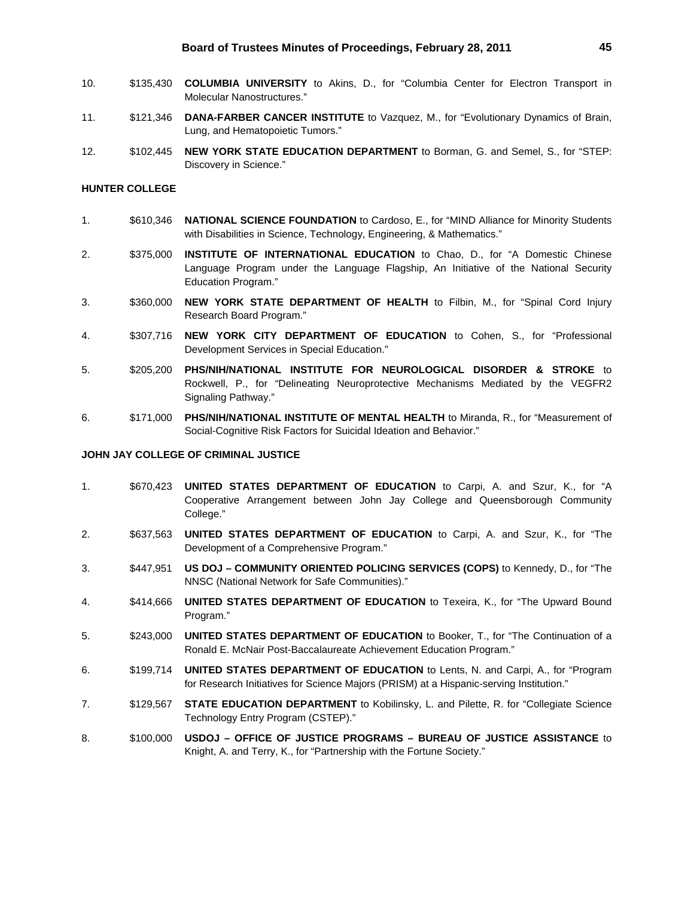10. $135,430 **COLUMBIA UNIVERSITY** to Akins, D., for "Columbia Center for Electron Transport in Molecular Nanostructures."

11. $121,346 **DANA-FARBER CANCER INSTITUTE** to Vazquez, M., for "Evolutionary Dynamics of Brain, Lung, and Hematopoietic Tumors."

12. $102,445 **NEW YORK STATE EDUCATION DEPARTMENT** to Borman, G. and Semel, S., for "STEP: Discovery in Science."

**HUNTER COLLEGE**

1. $610,346 **NATIONAL SCIENCE FOUNDATION** to Cardoso, E., for "MIND Alliance for Minority Students with Disabilities in Science, Technology, Engineering, & Mathematics."

2. $375,000 **INSTITUTE OF INTERNATIONAL EDUCATION** to Chao, D., for "A Domestic Chinese Language Program under the Language Flagship, An Initiative of the National Security Education Program."

3. $360,000 **NEW YORK STATE DEPARTMENT OF HEALTH** to Filbin, M., for "Spinal Cord Injury Research Board Program."

4. $307,716 **NEW YORK CITY DEPARTMENT OF EDUCATION** to Cohen, S., for "Professional Development Services in Special Education."

5. $205,200 **PHS/NIH/NATIONAL INSTITUTE FOR NEUROLOGICAL DISORDER & STROKE** to Rockwell, P., for "Delineating Neuroprotective Mechanisms Mediated by the VEGFR2 Signaling Pathway."

6. $171,000 **PHS/NIH/NATIONAL INSTITUTE OF MENTAL HEALTH** to Miranda, R., for "Measurement of Social-Cognitive Risk Factors for Suicidal Ideation and Behavior."

**JOHN JAY COLLEGE OF CRIMINAL JUSTICE**

1. $670,423 **UNITED STATES DEPARTMENT OF EDUCATION** to Carpi, A. and Szur, K., for "A Cooperative Arrangement between John Jay College and Queensborough Community College."

2. $637,563 **UNITED STATES DEPARTMENT OF EDUCATION** to Carpi, A. and Szur, K., for "The Development of a Comprehensive Program."

3. $447,951 **US DOJ – COMMUNITY ORIENTED POLICING SERVICES (COPS)** to Kennedy, D., for "The NNSC (National Network for Safe Communities)."

4. $414,666 **UNITED STATES DEPARTMENT OF EDUCATION** to Texeira, K., for "The Upward Bound Program."

5. $243,000 **UNITED STATES DEPARTMENT OF EDUCATION** to Booker, T., for "The Continuation of a Ronald E. McNair Post-Baccalaureate Achievement Education Program."

6. $199,714 **UNITED STATES DEPARTMENT OF EDUCATION** to Lents, N. and Carpi, A., for "Program for Research Initiatives for Science Majors (PRISM) at a Hispanic-serving Institution."

7. $129,567 **STATE EDUCATION DEPARTMENT** to Kobilinsky, L. and Pilette, R. for "Collegiate Science Technology Entry Program (CSTEP)."

8. $100,000 **USDOJ – OFFICE OF JUSTICE PROGRAMS – BUREAU OF JUSTICE ASSISTANCE** to Knight, A. and Terry, K., for "Partnership with the Fortune Society."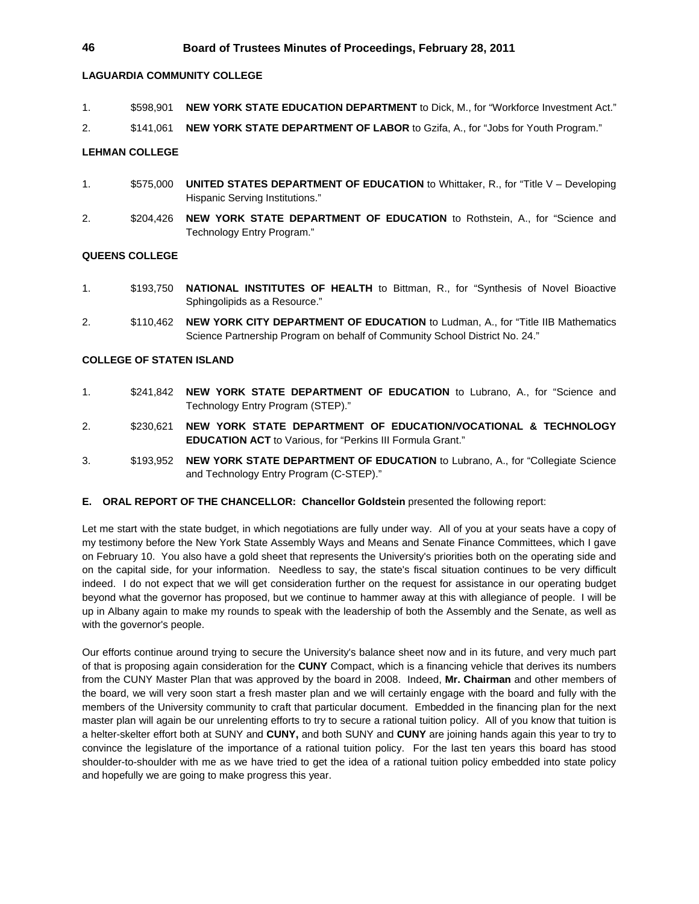**LAGUARDIA COMMUNITY COLLEGE**

1. $598,901 **NEW YORK STATE EDUCATION DEPARTMENT** to Dick, M., for "Workforce Investment Act."
2. $141,061 **NEW YORK STATE DEPARTMENT OF LABOR** to Gzifa, A., for "Jobs for Youth Program."

**LEHMAN COLLEGE**

1. $575,000 **UNITED STATES DEPARTMENT OF EDUCATION** to Whittaker, R., for "Title V – Developing Hispanic Serving Institutions."
2. $204,426 **NEW YORK STATE DEPARTMENT OF EDUCATION** to Rothstein, A., for "Science and Technology Entry Program."

**QUEENS COLLEGE**

1. $193,750 **NATIONAL INSTITUTES OF HEALTH** to Bittman, R., for "Synthesis of Novel Bioactive Sphingolipids as a Resource."
2. $110,462 **NEW YORK CITY DEPARTMENT OF EDUCATION** to Ludman, A., for "Title IIB Mathematics Science Partnership Program on behalf of Community School District No. 24."

**COLLEGE OF STATEN ISLAND**

1. $241,842 **NEW YORK STATE DEPARTMENT OF EDUCATION** to Lubrano, A., for "Science and Technology Entry Program (STEP)."
2. $230,621 **NEW YORK STATE DEPARTMENT OF EDUCATION/VOCATIONAL & TECHNOLOGY EDUCATION ACT** to Various, for "Perkins III Formula Grant."
3. $193,952 **NEW YORK STATE DEPARTMENT OF EDUCATION** to Lubrano, A., for "Collegiate Science and Technology Entry Program (C-STEP)."

**E. ORAL REPORT OF THE CHANCELLOR: Chancellor Goldstein** presented the following report:

Let me start with the state budget, in which negotiations are fully under way. All of you at your seats have a copy of my testimony before the New York State Assembly Ways and Means and Senate Finance Committees, which I gave on February 10. You also have a gold sheet that represents the University's priorities both on the operating side and on the capital side, for your information. Needless to say, the state's fiscal situation continues to be very difficult indeed. I do not expect that we will get consideration further on the request for assistance in our operating budget beyond what the governor has proposed, but we continue to hammer away at this with allegiance of people. I will be up in Albany again to make my rounds to speak with the leadership of both the Assembly and the Senate, as well as with the governor's people.

Our efforts continue around trying to secure the University's balance sheet now and in its future, and very much part of that is proposing again consideration for the **CUNY** Compact, which is a financing vehicle that derives its numbers from the CUNY Master Plan that was approved by the board in 2008. Indeed, **Mr. Chairman** and other members of the board, we will very soon start a fresh master plan and we will certainly engage with the board and fully with the members of the University community to craft that particular document. Embedded in the financing plan for the next master plan will again be our unrelenting efforts to try to secure a rational tuition policy. All of you know that tuition is a helter-skelter effort both at SUNY and **CUNY,** and both SUNY and **CUNY** are joining hands again this year to try to convince the legislature of the importance of a rational tuition policy. For the last ten years this board has stood shoulder-to-shoulder with me as we have tried to get the idea of a rational tuition policy embedded into state policy and hopefully we are going to make progress this year.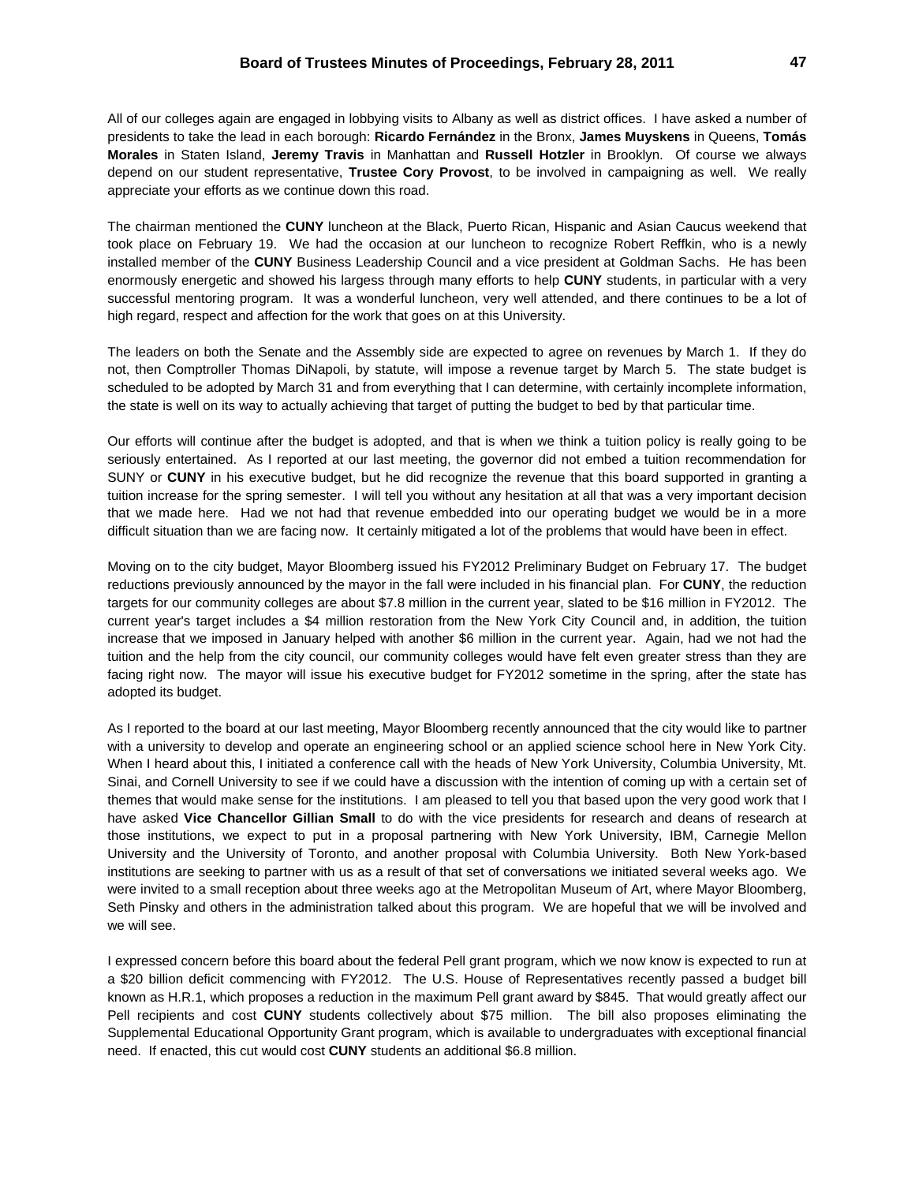All of our colleges again are engaged in lobbying visits to Albany as well as district offices. I have asked a number of presidents to take the lead in each borough: **Ricardo Fernández** in the Bronx, **James Muyskens** in Queens, **Tomás Morales** in Staten Island, **Jeremy Travis** in Manhattan and **Russell Hotzler** in Brooklyn. Of course we always depend on our student representative, **Trustee Cory Provost**, to be involved in campaigning as well. We really appreciate your efforts as we continue down this road.

The chairman mentioned the **CUNY** luncheon at the Black, Puerto Rican, Hispanic and Asian Caucus weekend that took place on February 19. We had the occasion at our luncheon to recognize Robert Reffkin, who is a newly installed member of the **CUNY** Business Leadership Council and a vice president at Goldman Sachs. He has been enormously energetic and showed his largess through many efforts to help **CUNY** students, in particular with a very successful mentoring program. It was a wonderful luncheon, very well attended, and there continues to be a lot of high regard, respect and affection for the work that goes on at this University.

The leaders on both the Senate and the Assembly side are expected to agree on revenues by March 1. If they do not, then Comptroller Thomas DiNapoli, by statute, will impose a revenue target by March 5. The state budget is scheduled to be adopted by March 31 and from everything that I can determine, with certainly incomplete information, the state is well on its way to actually achieving that target of putting the budget to bed by that particular time.

Our efforts will continue after the budget is adopted, and that is when we think a tuition policy is really going to be seriously entertained. As I reported at our last meeting, the governor did not embed a tuition recommendation for SUNY or **CUNY** in his executive budget, but he did recognize the revenue that this board supported in granting a tuition increase for the spring semester. I will tell you without any hesitation at all that was a very important decision that we made here. Had we not had that revenue embedded into our operating budget we would be in a more difficult situation than we are facing now. It certainly mitigated a lot of the problems that would have been in effect.

Moving on to the city budget, Mayor Bloomberg issued his FY2012 Preliminary Budget on February 17. The budget reductions previously announced by the mayor in the fall were included in his financial plan. For **CUNY**, the reduction targets for our community colleges are about $7.8 million in the current year, slated to be $16 million in FY2012. The current year's target includes a $4 million restoration from the New York City Council and, in addition, the tuition increase that we imposed in January helped with another $6 million in the current year. Again, had we not had the tuition and the help from the city council, our community colleges would have felt even greater stress than they are facing right now. The mayor will issue his executive budget for FY2012 sometime in the spring, after the state has adopted its budget.

As I reported to the board at our last meeting, Mayor Bloomberg recently announced that the city would like to partner with a university to develop and operate an engineering school or an applied science school here in New York City. When I heard about this, I initiated a conference call with the heads of New York University, Columbia University, Mt. Sinai, and Cornell University to see if we could have a discussion with the intention of coming up with a certain set of themes that would make sense for the institutions. I am pleased to tell you that based upon the very good work that I have asked **Vice Chancellor Gillian Small** to do with the vice presidents for research and deans of research at those institutions, we expect to put in a proposal partnering with New York University, IBM, Carnegie Mellon University and the University of Toronto, and another proposal with Columbia University. Both New York-based institutions are seeking to partner with us as a result of that set of conversations we initiated several weeks ago. We were invited to a small reception about three weeks ago at the Metropolitan Museum of Art, where Mayor Bloomberg, Seth Pinsky and others in the administration talked about this program. We are hopeful that we will be involved and we will see.

I expressed concern before this board about the federal Pell grant program, which we now know is expected to run at a $20 billion deficit commencing with FY2012. The U.S. House of Representatives recently passed a budget bill known as H.R.1, which proposes a reduction in the maximum Pell grant award by $845. That would greatly affect our Pell recipients and cost **CUNY** students collectively about $75 million. The bill also proposes eliminating the Supplemental Educational Opportunity Grant program, which is available to undergraduates with exceptional financial need. If enacted, this cut would cost **CUNY** students an additional $6.8 million.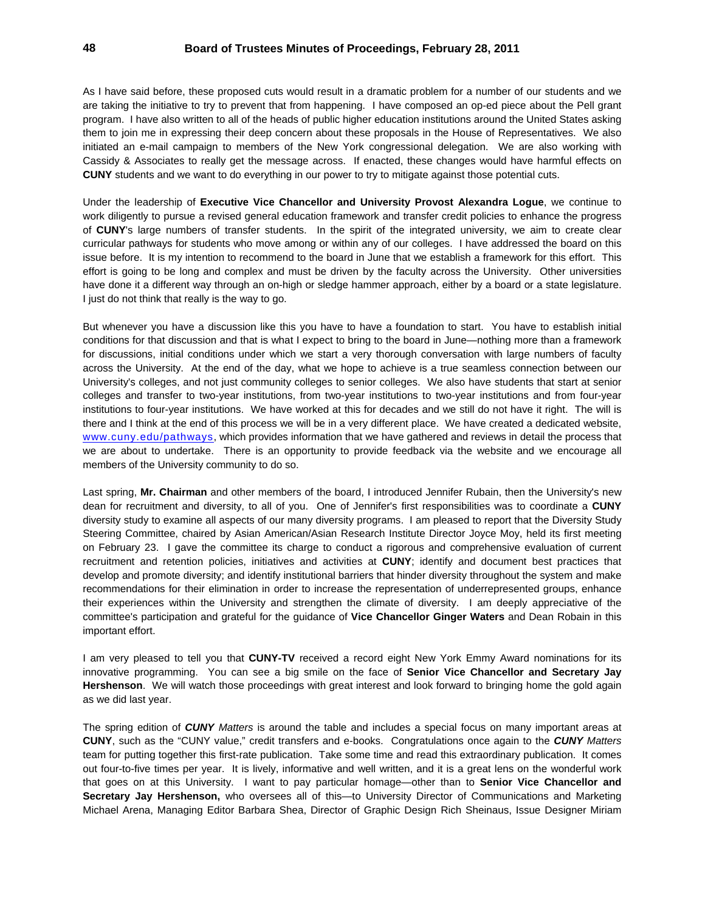As I have said before, these proposed cuts would result in a dramatic problem for a number of our students and we are taking the initiative to try to prevent that from happening. I have composed an op-ed piece about the Pell grant program. I have also written to all of the heads of public higher education institutions around the United States asking them to join me in expressing their deep concern about these proposals in the House of Representatives. We also initiated an e-mail campaign to members of the New York congressional delegation. We are also working with Cassidy & Associates to really get the message across. If enacted, these changes would have harmful effects on **CUNY** students and we want to do everything in our power to try to mitigate against those potential cuts.

Under the leadership of **Executive Vice Chancellor and University Provost Alexandra Logue**, we continue to work diligently to pursue a revised general education framework and transfer credit policies to enhance the progress of **CUNY**'s large numbers of transfer students. In the spirit of the integrated university, we aim to create clear curricular pathways for students who move among or within any of our colleges. I have addressed the board on this issue before. It is my intention to recommend to the board in June that we establish a framework for this effort. This effort is going to be long and complex and must be driven by the faculty across the University. Other universities have done it a different way through an on-high or sledge hammer approach, either by a board or a state legislature. I just do not think that really is the way to go.

But whenever you have a discussion like this you have to have a foundation to start. You have to establish initial conditions for that discussion and that is what I expect to bring to the board in June—nothing more than a framework for discussions, initial conditions under which we start a very thorough conversation with large numbers of faculty across the University. At the end of the day, what we hope to achieve is a true seamless connection between our University's colleges, and not just community colleges to senior colleges. We also have students that start at senior colleges and transfer to two-year institutions, from two-year institutions to two-year institutions and from four-year institutions to four-year institutions. We have worked at this for decades and we still do not have it right. The will is there and I think at the end of this process we will be in a very different place. We have created a dedicated website, www.cuny.edu/pathways, which provides information that we have gathered and reviews in detail the process that we are about to undertake. There is an opportunity to provide feedback via the website and we encourage all members of the University community to do so.

Last spring, **Mr. Chairman** and other members of the board, I introduced Jennifer Rubain, then the University's new dean for recruitment and diversity, to all of you. One of Jennifer's first responsibilities was to coordinate a **CUNY** diversity study to examine all aspects of our many diversity programs. I am pleased to report that the Diversity Study Steering Committee, chaired by Asian American/Asian Research Institute Director Joyce Moy, held its first meeting on February 23. I gave the committee its charge to conduct a rigorous and comprehensive evaluation of current recruitment and retention policies, initiatives and activities at **CUNY**; identify and document best practices that develop and promote diversity; and identify institutional barriers that hinder diversity throughout the system and make recommendations for their elimination in order to increase the representation of underrepresented groups, enhance their experiences within the University and strengthen the climate of diversity. I am deeply appreciative of the committee's participation and grateful for the guidance of **Vice Chancellor Ginger Waters** and Dean Robain in this important effort.

I am very pleased to tell you that **CUNY-TV** received a record eight New York Emmy Award nominations for its innovative programming. You can see a big smile on the face of **Senior Vice Chancellor and Secretary Jay Hershenson**. We will watch those proceedings with great interest and look forward to bringing home the gold again as we did last year.

The spring edition of ***CUNY*** *Matters* is around the table and includes a special focus on many important areas at **CUNY**, such as the "CUNY value," credit transfers and e-books. Congratulations once again to the ***CUNY*** *Matters* team for putting together this first-rate publication. Take some time and read this extraordinary publication. It comes out four-to-five times per year. It is lively, informative and well written, and it is a great lens on the wonderful work that goes on at this University. I want to pay particular homage—other than to **Senior Vice Chancellor and Secretary Jay Hershenson,** who oversees all of this—to University Director of Communications and Marketing Michael Arena, Managing Editor Barbara Shea, Director of Graphic Design Rich Sheinaus, Issue Designer Miriam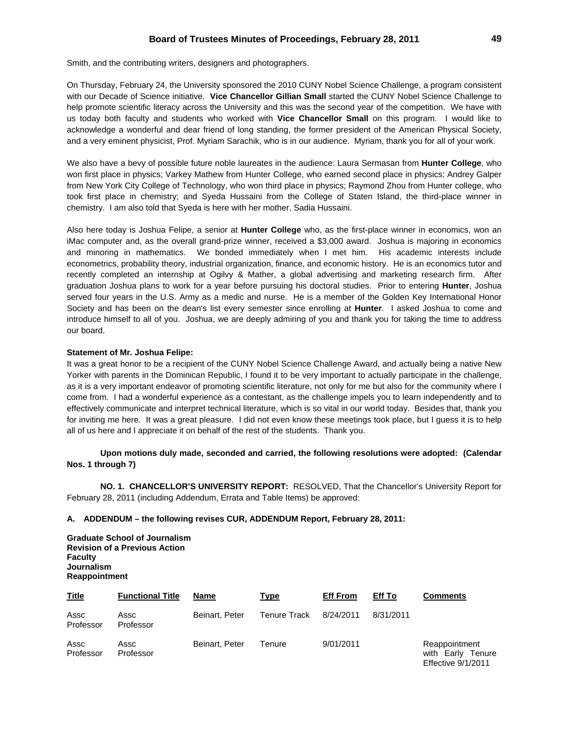Smith, and the contributing writers, designers and photographers.

On Thursday, February 24, the University sponsored the 2010 CUNY Nobel Science Challenge, a program consistent with our Decade of Science initiative. **Vice Chancellor Gillian Small** started the CUNY Nobel Science Challenge to help promote scientific literacy across the University and this was the second year of the competition. We have with us today both faculty and students who worked with **Vice Chancellor Small** on this program. I would like to acknowledge a wonderful and dear friend of long standing, the former president of the American Physical Society, and a very eminent physicist, Prof. Myriam Sarachik, who is in our audience. Myriam, thank you for all of your work.

We also have a bevy of possible future noble laureates in the audience: Laura Sermasan from **Hunter College**, who won first place in physics; Varkey Mathew from Hunter College, who earned second place in physics; Andrey Galper from New York City College of Technology, who won third place in physics; Raymond Zhou from Hunter college, who took first place in chemistry; and Syeda Hussaini from the College of Staten Island, the third-place winner in chemistry. I am also told that Syeda is here with her mother, Sadia Hussaini.

Also here today is Joshua Felipe, a senior at **Hunter College** who, as the first-place winner in economics, won an iMac computer and, as the overall grand-prize winner, received a $3,000 award. Joshua is majoring in economics and minoring in mathematics. We bonded immediately when I met him. His academic interests include econometrics, probability theory, industrial organization, finance, and economic history. He is an economics tutor and recently completed an internship at Ogilvy & Mather, a global advertising and marketing research firm. After graduation Joshua plans to work for a year before pursuing his doctoral studies. Prior to entering **Hunter**, Joshua served four years in the U.S. Army as a medic and nurse. He is a member of the Golden Key International Honor Society and has been on the dean's list every semester since enrolling at **Hunter**. I asked Joshua to come and introduce himself to all of you. Joshua, we are deeply admiring of you and thank you for taking the time to address our board.

**Statement of Mr. Joshua Felipe:**

It was a great honor to be a recipient of the CUNY Nobel Science Challenge Award, and actually being a native New Yorker with parents in the Dominican Republic, I found it to be very important to actually participate in the challenge, as it is a very important endeavor of promoting scientific literature, not only for me but also for the community where I come from. I had a wonderful experience as a contestant, as the challenge impels you to learn independently and to effectively communicate and interpret technical literature, which is so vital in our world today. Besides that, thank you for inviting me here. It was a great pleasure. I did not even know these meetings took place, but I guess it is to help all of us here and I appreciate it on behalf of the rest of the students. Thank you.

**Upon motions duly made, seconded and carried, the following resolutions were adopted: (Calendar Nos. 1 through 7)**

**NO. 1. CHANCELLOR'S UNIVERSITY REPORT:** RESOLVED, That the Chancellor's University Report for February 28, 2011 (including Addendum, Errata and Table Items) be approved:

**A. ADDENDUM – the following revises CUR, ADDENDUM Report, February 28, 2011:**

**Graduate School of Journalism**
**Revision of a Previous Action**
**Faculty**
**Journalism**
**Reappointment**

| Title | Functional Title | Name | Type | Eff From | Eff To | Comments |
|---|---|---|---|---|---|---|
| Assc Professor | Assc Professor | Beinart, Peter | Tenure Track | 8/24/2011 | 8/31/2011 | |
| Assc Professor | Assc Professor | Beinart, Peter | Tenure | 9/01/2011 | | Reappointment with Early Tenure Effective 9/1/2011 |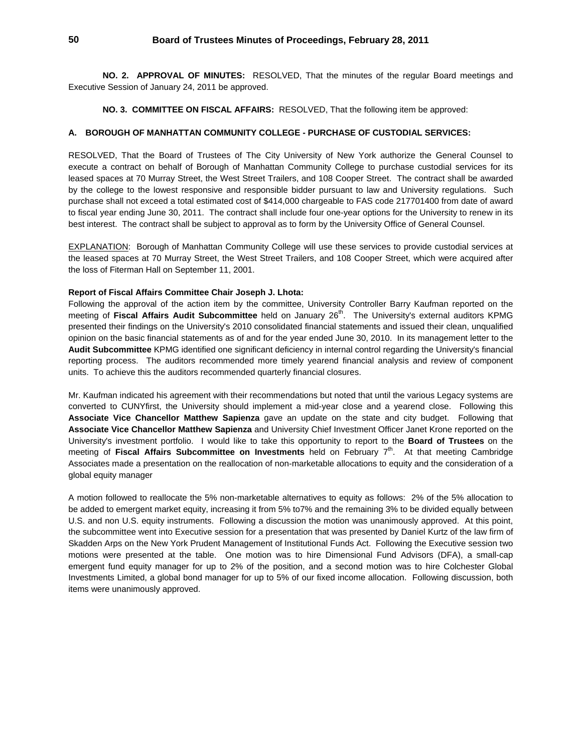**NO. 2. APPROVAL OF MINUTES:** RESOLVED, That the minutes of the regular Board meetings and Executive Session of January 24, 2011 be approved.

**NO. 3. COMMITTEE ON FISCAL AFFAIRS:** RESOLVED, That the following item be approved:

**A. BOROUGH OF MANHATTAN COMMUNITY COLLEGE - PURCHASE OF CUSTODIAL SERVICES:**

RESOLVED, That the Board of Trustees of The City University of New York authorize the General Counsel to execute a contract on behalf of Borough of Manhattan Community College to purchase custodial services for its leased spaces at 70 Murray Street, the West Street Trailers, and 108 Cooper Street. The contract shall be awarded by the college to the lowest responsive and responsible bidder pursuant to law and University regulations. Such purchase shall not exceed a total estimated cost of $414,000 chargeable to FAS code 217701400 from date of award to fiscal year ending June 30, 2011. The contract shall include four one-year options for the University to renew in its best interest. The contract shall be subject to approval as to form by the University Office of General Counsel.

EXPLANATION: Borough of Manhattan Community College will use these services to provide custodial services at the leased spaces at 70 Murray Street, the West Street Trailers, and 108 Cooper Street, which were acquired after the loss of Fiterman Hall on September 11, 2001.

**Report of Fiscal Affairs Committee Chair Joseph J. Lhota:**

Following the approval of the action item by the committee, University Controller Barry Kaufman reported on the meeting of **Fiscal Affairs Audit Subcommittee** held on January 26th. The University's external auditors KPMG presented their findings on the University's 2010 consolidated financial statements and issued their clean, unqualified opinion on the basic financial statements as of and for the year ended June 30, 2010. In its management letter to the **Audit Subcommittee** KPMG identified one significant deficiency in internal control regarding the University's financial reporting process. The auditors recommended more timely yearend financial analysis and review of component units. To achieve this the auditors recommended quarterly financial closures.

Mr. Kaufman indicated his agreement with their recommendations but noted that until the various Legacy systems are converted to CUNYfirst, the University should implement a mid-year close and a yearend close. Following this **Associate Vice Chancellor Matthew Sapienza** gave an update on the state and city budget. Following that **Associate Vice Chancellor Matthew Sapienza** and University Chief Investment Officer Janet Krone reported on the University's investment portfolio. I would like to take this opportunity to report to the **Board of Trustees** on the meeting of **Fiscal Affairs Subcommittee on Investments** held on February 7th. At that meeting Cambridge Associates made a presentation on the reallocation of non-marketable allocations to equity and the consideration of a global equity manager

A motion followed to reallocate the 5% non-marketable alternatives to equity as follows: 2% of the 5% allocation to be added to emergent market equity, increasing it from 5% to7% and the remaining 3% to be divided equally between U.S. and non U.S. equity instruments. Following a discussion the motion was unanimously approved. At this point, the subcommittee went into Executive session for a presentation that was presented by Daniel Kurtz of the law firm of Skadden Arps on the New York Prudent Management of Institutional Funds Act. Following the Executive session two motions were presented at the table. One motion was to hire Dimensional Fund Advisors (DFA), a small-cap emergent fund equity manager for up to 2% of the position, and a second motion was to hire Colchester Global Investments Limited, a global bond manager for up to 5% of our fixed income allocation. Following discussion, both items were unanimously approved.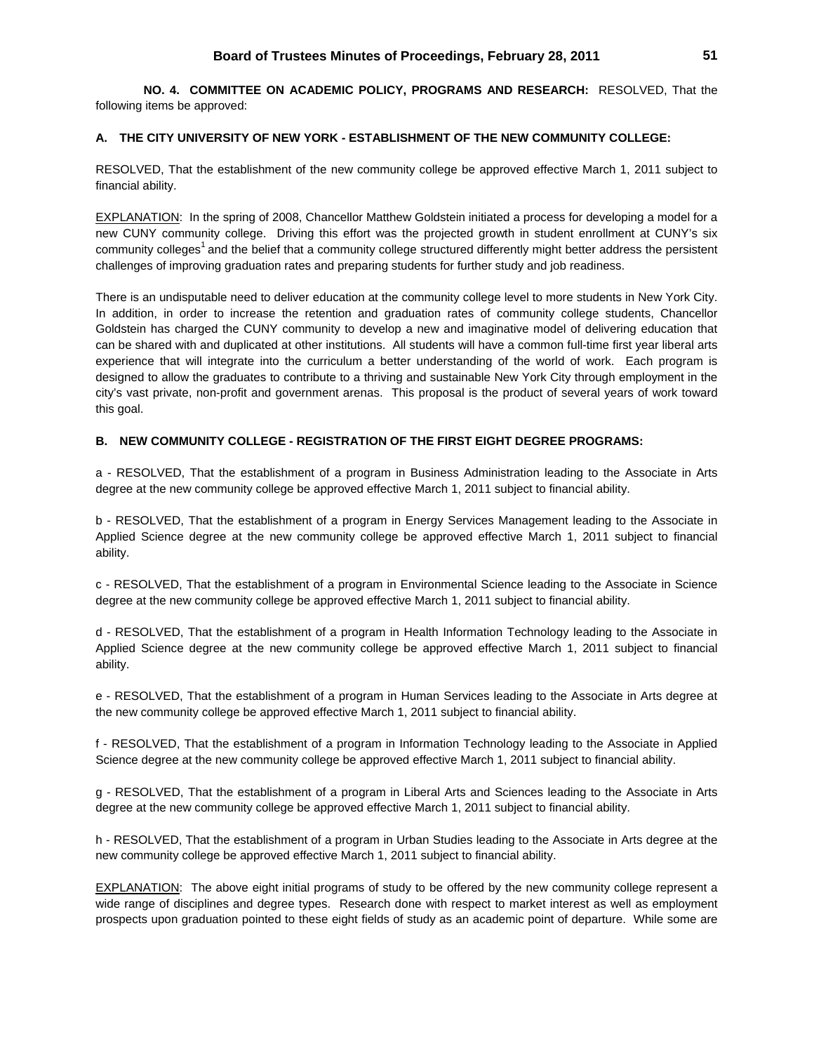**NO. 4. COMMITTEE ON ACADEMIC POLICY, PROGRAMS AND RESEARCH:** RESOLVED, That the following items be approved:

**A. THE CITY UNIVERSITY OF NEW YORK - ESTABLISHMENT OF THE NEW COMMUNITY COLLEGE:**

RESOLVED, That the establishment of the new community college be approved effective March 1, 2011 subject to financial ability.

EXPLANATION: In the spring of 2008, Chancellor Matthew Goldstein initiated a process for developing a model for a new CUNY community college. Driving this effort was the projected growth in student enrollment at CUNY's six community colleges[1] and the belief that a community college structured differently might better address the persistent challenges of improving graduation rates and preparing students for further study and job readiness.

There is an undisputable need to deliver education at the community college level to more students in New York City. In addition, in order to increase the retention and graduation rates of community college students, Chancellor Goldstein has charged the CUNY community to develop a new and imaginative model of delivering education that can be shared with and duplicated at other institutions. All students will have a common full-time first year liberal arts experience that will integrate into the curriculum a better understanding of the world of work. Each program is designed to allow the graduates to contribute to a thriving and sustainable New York City through employment in the city's vast private, non-profit and government arenas. This proposal is the product of several years of work toward this goal.

**B. NEW COMMUNITY COLLEGE - REGISTRATION OF THE FIRST EIGHT DEGREE PROGRAMS:**

a - RESOLVED, That the establishment of a program in Business Administration leading to the Associate in Arts degree at the new community college be approved effective March 1, 2011 subject to financial ability.

b - RESOLVED, That the establishment of a program in Energy Services Management leading to the Associate in Applied Science degree at the new community college be approved effective March 1, 2011 subject to financial ability.

c - RESOLVED, That the establishment of a program in Environmental Science leading to the Associate in Science degree at the new community college be approved effective March 1, 2011 subject to financial ability.

d - RESOLVED, That the establishment of a program in Health Information Technology leading to the Associate in Applied Science degree at the new community college be approved effective March 1, 2011 subject to financial ability.

e - RESOLVED, That the establishment of a program in Human Services leading to the Associate in Arts degree at the new community college be approved effective March 1, 2011 subject to financial ability.

f - RESOLVED, That the establishment of a program in Information Technology leading to the Associate in Applied Science degree at the new community college be approved effective March 1, 2011 subject to financial ability.

g - RESOLVED, That the establishment of a program in Liberal Arts and Sciences leading to the Associate in Arts degree at the new community college be approved effective March 1, 2011 subject to financial ability.

h - RESOLVED, That the establishment of a program in Urban Studies leading to the Associate in Arts degree at the new community college be approved effective March 1, 2011 subject to financial ability.

EXPLANATION: The above eight initial programs of study to be offered by the new community college represent a wide range of disciplines and degree types. Research done with respect to market interest as well as employment prospects upon graduation pointed to these eight fields of study as an academic point of departure. While some are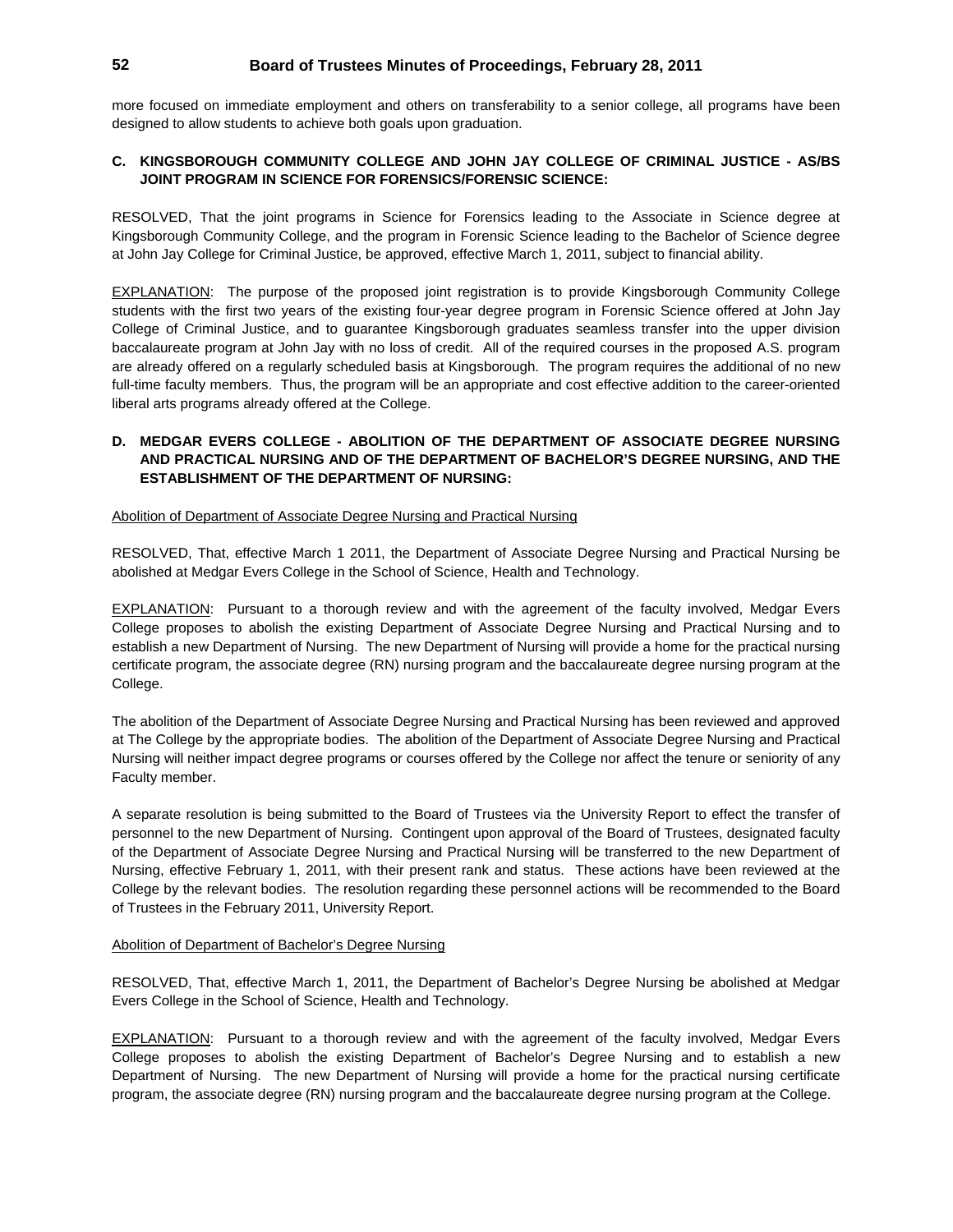more focused on immediate employment and others on transferability to a senior college, all programs have been designed to allow students to achieve both goals upon graduation.

### C. KINGSBOROUGH COMMUNITY COLLEGE AND JOHN JAY COLLEGE OF CRIMINAL JUSTICE - AS/BS JOINT PROGRAM IN SCIENCE FOR FORENSICS/FORENSIC SCIENCE:

RESOLVED, That the joint programs in Science for Forensics leading to the Associate in Science degree at Kingsborough Community College, and the program in Forensic Science leading to the Bachelor of Science degree at John Jay College for Criminal Justice, be approved, effective March 1, 2011, subject to financial ability.

EXPLANATION: The purpose of the proposed joint registration is to provide Kingsborough Community College students with the first two years of the existing four-year degree program in Forensic Science offered at John Jay College of Criminal Justice, and to guarantee Kingsborough graduates seamless transfer into the upper division baccalaureate program at John Jay with no loss of credit. All of the required courses in the proposed A.S. program are already offered on a regularly scheduled basis at Kingsborough. The program requires the additional of no new full-time faculty members. Thus, the program will be an appropriate and cost effective addition to the career-oriented liberal arts programs already offered at the College.

### D. MEDGAR EVERS COLLEGE - ABOLITION OF THE DEPARTMENT OF ASSOCIATE DEGREE NURSING AND PRACTICAL NURSING AND OF THE DEPARTMENT OF BACHELOR'S DEGREE NURSING, AND THE ESTABLISHMENT OF THE DEPARTMENT OF NURSING:

Abolition of Department of Associate Degree Nursing and Practical Nursing

RESOLVED, That, effective March 1 2011, the Department of Associate Degree Nursing and Practical Nursing be abolished at Medgar Evers College in the School of Science, Health and Technology.

EXPLANATION: Pursuant to a thorough review and with the agreement of the faculty involved, Medgar Evers College proposes to abolish the existing Department of Associate Degree Nursing and Practical Nursing and to establish a new Department of Nursing. The new Department of Nursing will provide a home for the practical nursing certificate program, the associate degree (RN) nursing program and the baccalaureate degree nursing program at the College.

The abolition of the Department of Associate Degree Nursing and Practical Nursing has been reviewed and approved at The College by the appropriate bodies. The abolition of the Department of Associate Degree Nursing and Practical Nursing will neither impact degree programs or courses offered by the College nor affect the tenure or seniority of any Faculty member.

A separate resolution is being submitted to the Board of Trustees via the University Report to effect the transfer of personnel to the new Department of Nursing. Contingent upon approval of the Board of Trustees, designated faculty of the Department of Associate Degree Nursing and Practical Nursing will be transferred to the new Department of Nursing, effective February 1, 2011, with their present rank and status. These actions have been reviewed at the College by the relevant bodies. The resolution regarding these personnel actions will be recommended to the Board of Trustees in the February 2011, University Report.

Abolition of Department of Bachelor's Degree Nursing

RESOLVED, That, effective March 1, 2011, the Department of Bachelor's Degree Nursing be abolished at Medgar Evers College in the School of Science, Health and Technology.

EXPLANATION: Pursuant to a thorough review and with the agreement of the faculty involved, Medgar Evers College proposes to abolish the existing Department of Bachelor's Degree Nursing and to establish a new Department of Nursing. The new Department of Nursing will provide a home for the practical nursing certificate program, the associate degree (RN) nursing program and the baccalaureate degree nursing program at the College.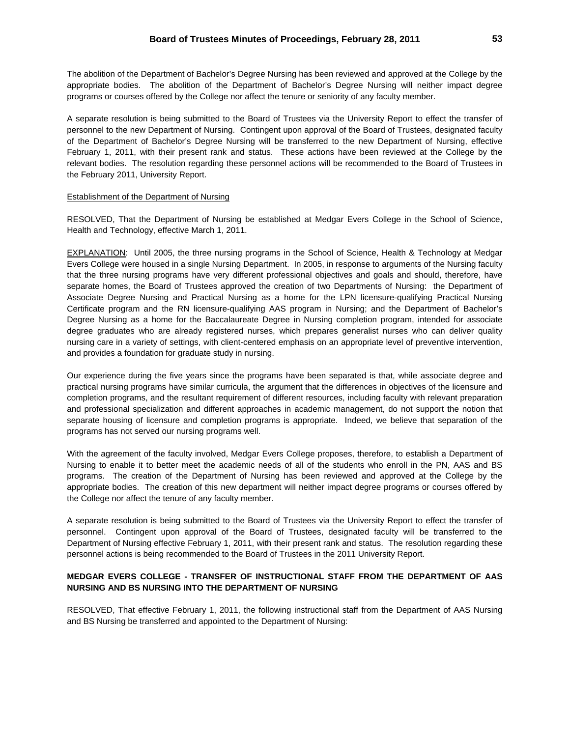The abolition of the Department of Bachelor's Degree Nursing has been reviewed and approved at the College by the appropriate bodies. The abolition of the Department of Bachelor's Degree Nursing will neither impact degree programs or courses offered by the College nor affect the tenure or seniority of any faculty member.

A separate resolution is being submitted to the Board of Trustees via the University Report to effect the transfer of personnel to the new Department of Nursing. Contingent upon approval of the Board of Trustees, designated faculty of the Department of Bachelor's Degree Nursing will be transferred to the new Department of Nursing, effective February 1, 2011, with their present rank and status. These actions have been reviewed at the College by the relevant bodies. The resolution regarding these personnel actions will be recommended to the Board of Trustees in the February 2011, University Report.

Establishment of the Department of Nursing

RESOLVED, That the Department of Nursing be established at Medgar Evers College in the School of Science, Health and Technology, effective March 1, 2011.

EXPLANATION: Until 2005, the three nursing programs in the School of Science, Health & Technology at Medgar Evers College were housed in a single Nursing Department. In 2005, in response to arguments of the Nursing faculty that the three nursing programs have very different professional objectives and goals and should, therefore, have separate homes, the Board of Trustees approved the creation of two Departments of Nursing: the Department of Associate Degree Nursing and Practical Nursing as a home for the LPN licensure-qualifying Practical Nursing Certificate program and the RN licensure-qualifying AAS program in Nursing; and the Department of Bachelor's Degree Nursing as a home for the Baccalaureate Degree in Nursing completion program, intended for associate degree graduates who are already registered nurses, which prepares generalist nurses who can deliver quality nursing care in a variety of settings, with client-centered emphasis on an appropriate level of preventive intervention, and provides a foundation for graduate study in nursing.

Our experience during the five years since the programs have been separated is that, while associate degree and practical nursing programs have similar curricula, the argument that the differences in objectives of the licensure and completion programs, and the resultant requirement of different resources, including faculty with relevant preparation and professional specialization and different approaches in academic management, do not support the notion that separate housing of licensure and completion programs is appropriate. Indeed, we believe that separation of the programs has not served our nursing programs well.

With the agreement of the faculty involved, Medgar Evers College proposes, therefore, to establish a Department of Nursing to enable it to better meet the academic needs of all of the students who enroll in the PN, AAS and BS programs. The creation of the Department of Nursing has been reviewed and approved at the College by the appropriate bodies. The creation of this new department will neither impact degree programs or courses offered by the College nor affect the tenure of any faculty member.

A separate resolution is being submitted to the Board of Trustees via the University Report to effect the transfer of personnel. Contingent upon approval of the Board of Trustees, designated faculty will be transferred to the Department of Nursing effective February 1, 2011, with their present rank and status. The resolution regarding these personnel actions is being recommended to the Board of Trustees in the 2011 University Report.

**MEDGAR EVERS COLLEGE - TRANSFER OF INSTRUCTIONAL STAFF FROM THE DEPARTMENT OF AAS NURSING AND BS NURSING INTO THE DEPARTMENT OF NURSING**

RESOLVED, That effective February 1, 2011, the following instructional staff from the Department of AAS Nursing and BS Nursing be transferred and appointed to the Department of Nursing: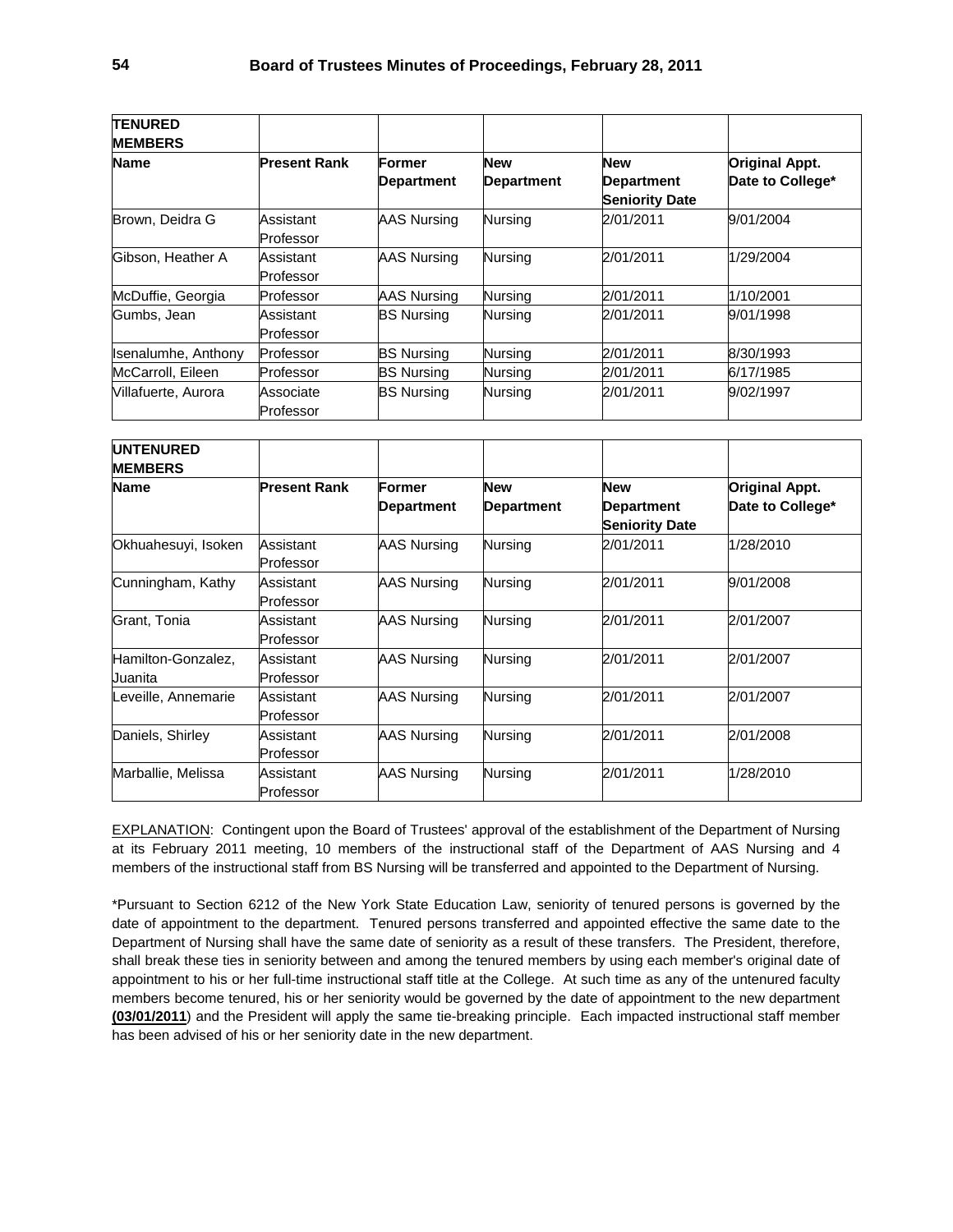| TENURED MEMBERS | | | | | |
|---|---|---|---|---|---|
| **Name** | **Present Rank** | **Former Department** | **New Department** | **New Department Seniority Date** | **Original Appt. Date to College*** |
| Brown, Deidra G | Assistant Professor | AAS Nursing | Nursing | 2/01/2011 | 9/01/2004 |
| Gibson, Heather A | Assistant Professor | AAS Nursing | Nursing | 2/01/2011 | 1/29/2004 |
| McDuffie, Georgia | Professor | AAS Nursing | Nursing | 2/01/2011 | 1/10/2001 |
| Gumbs, Jean | Assistant Professor | BS Nursing | Nursing | 2/01/2011 | 9/01/1998 |
| Isenalumhe, Anthony | Professor | BS Nursing | Nursing | 2/01/2011 | 8/30/1993 |
| McCarroll, Eileen | Professor | BS Nursing | Nursing | 2/01/2011 | 6/17/1985 |
| Villafuerte, Aurora | Associate Professor | BS Nursing | Nursing | 2/01/2011 | 9/02/1997 |

| UNTENURED MEMBERS | | | | | |
|---|---|---|---|---|---|
| **Name** | **Present Rank** | **Former Department** | **New Department** | **New Department Seniority Date** | **Original Appt. Date to College*** |
| Okhuahesuyi, Isoken | Assistant Professor | AAS Nursing | Nursing | 2/01/2011 | 1/28/2010 |
| Cunningham, Kathy | Assistant Professor | AAS Nursing | Nursing | 2/01/2011 | 9/01/2008 |
| Grant, Tonia | Assistant Professor | AAS Nursing | Nursing | 2/01/2011 | 2/01/2007 |
| Hamilton-Gonzalez, Juanita | Assistant Professor | AAS Nursing | Nursing | 2/01/2011 | 2/01/2007 |
| Leveille, Annemarie | Assistant Professor | AAS Nursing | Nursing | 2/01/2011 | 2/01/2007 |
| Daniels, Shirley | Assistant Professor | AAS Nursing | Nursing | 2/01/2011 | 2/01/2008 |
| Marballie, Melissa | Assistant Professor | AAS Nursing | Nursing | 2/01/2011 | 1/28/2010 |

EXPLANATION: Contingent upon the Board of Trustees' approval of the establishment of the Department of Nursing at its February 2011 meeting, 10 members of the instructional staff of the Department of AAS Nursing and 4 members of the instructional staff from BS Nursing will be transferred and appointed to the Department of Nursing.

*Pursuant to Section 6212 of the New York State Education Law, seniority of tenured persons is governed by the date of appointment to the department. Tenured persons transferred and appointed effective the same date to the Department of Nursing shall have the same date of seniority as a result of these transfers. The President, therefore, shall break these ties in seniority between and among the tenured members by using each member's original date of appointment to his or her full-time instructional staff title at the College. At such time as any of the untenured faculty members become tenured, his or her seniority would be governed by the date of appointment to the new department **(03/01/2011**) and the President will apply the same tie-breaking principle. Each impacted instructional staff member has been advised of his or her seniority date in the new department.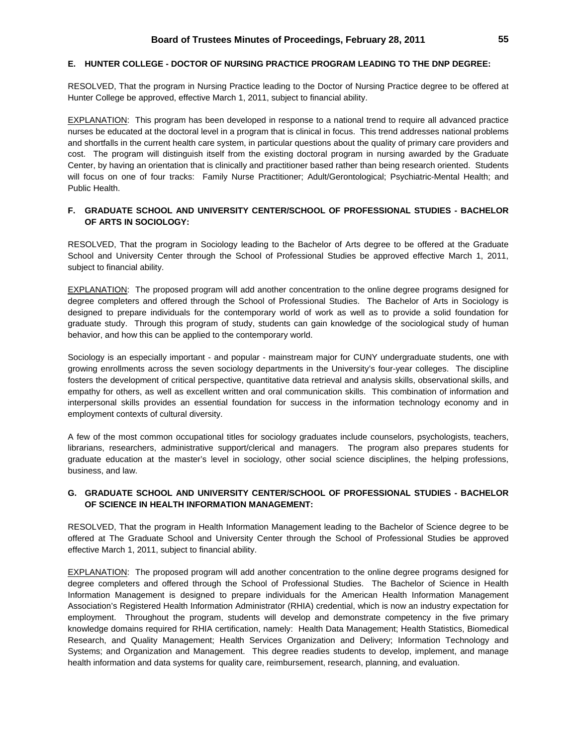### E. HUNTER COLLEGE - DOCTOR OF NURSING PRACTICE PROGRAM LEADING TO THE DNP DEGREE:

RESOLVED, That the program in Nursing Practice leading to the Doctor of Nursing Practice degree to be offered at Hunter College be approved, effective March 1, 2011, subject to financial ability.

EXPLANATION: This program has been developed in response to a national trend to require all advanced practice nurses be educated at the doctoral level in a program that is clinical in focus. This trend addresses national problems and shortfalls in the current health care system, in particular questions about the quality of primary care providers and cost. The program will distinguish itself from the existing doctoral program in nursing awarded by the Graduate Center, by having an orientation that is clinically and practitioner based rather than being research oriented. Students will focus on one of four tracks: Family Nurse Practitioner; Adult/Gerontological; Psychiatric-Mental Health; and Public Health.

### F. GRADUATE SCHOOL AND UNIVERSITY CENTER/SCHOOL OF PROFESSIONAL STUDIES - BACHELOR OF ARTS IN SOCIOLOGY:

RESOLVED, That the program in Sociology leading to the Bachelor of Arts degree to be offered at the Graduate School and University Center through the School of Professional Studies be approved effective March 1, 2011, subject to financial ability.

EXPLANATION: The proposed program will add another concentration to the online degree programs designed for degree completers and offered through the School of Professional Studies. The Bachelor of Arts in Sociology is designed to prepare individuals for the contemporary world of work as well as to provide a solid foundation for graduate study. Through this program of study, students can gain knowledge of the sociological study of human behavior, and how this can be applied to the contemporary world.

Sociology is an especially important - and popular - mainstream major for CUNY undergraduate students, one with growing enrollments across the seven sociology departments in the University's four-year colleges. The discipline fosters the development of critical perspective, quantitative data retrieval and analysis skills, observational skills, and empathy for others, as well as excellent written and oral communication skills. This combination of information and interpersonal skills provides an essential foundation for success in the information technology economy and in employment contexts of cultural diversity.

A few of the most common occupational titles for sociology graduates include counselors, psychologists, teachers, librarians, researchers, administrative support/clerical and managers. The program also prepares students for graduate education at the master's level in sociology, other social science disciplines, the helping professions, business, and law.

### G. GRADUATE SCHOOL AND UNIVERSITY CENTER/SCHOOL OF PROFESSIONAL STUDIES - BACHELOR OF SCIENCE IN HEALTH INFORMATION MANAGEMENT:

RESOLVED, That the program in Health Information Management leading to the Bachelor of Science degree to be offered at The Graduate School and University Center through the School of Professional Studies be approved effective March 1, 2011, subject to financial ability.

EXPLANATION: The proposed program will add another concentration to the online degree programs designed for degree completers and offered through the School of Professional Studies. The Bachelor of Science in Health Information Management is designed to prepare individuals for the American Health Information Management Association's Registered Health Information Administrator (RHIA) credential, which is now an industry expectation for employment. Throughout the program, students will develop and demonstrate competency in the five primary knowledge domains required for RHIA certification, namely: Health Data Management; Health Statistics, Biomedical Research, and Quality Management; Health Services Organization and Delivery; Information Technology and Systems; and Organization and Management. This degree readies students to develop, implement, and manage health information and data systems for quality care, reimbursement, research, planning, and evaluation.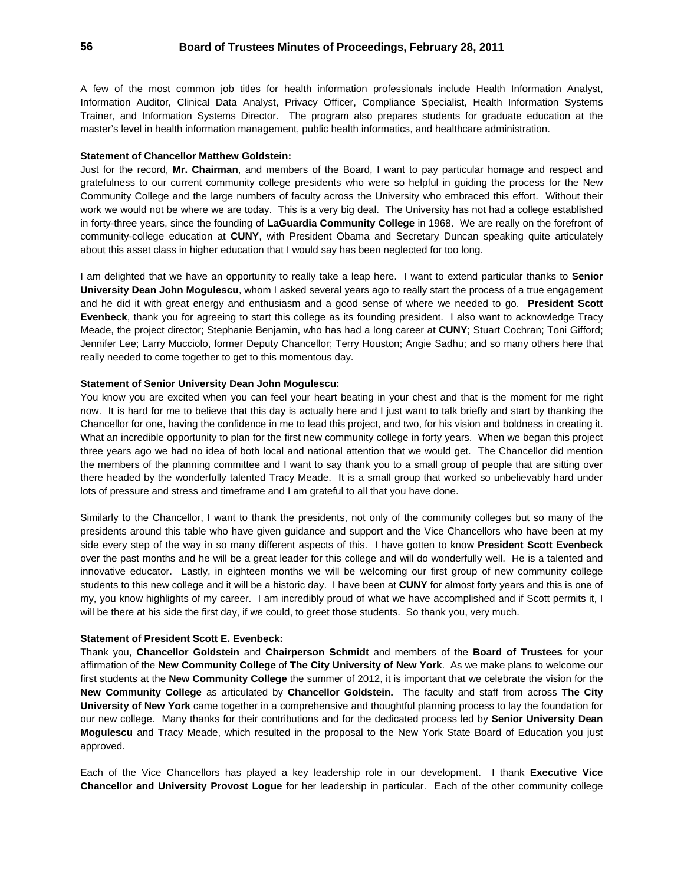A few of the most common job titles for health information professionals include Health Information Analyst, Information Auditor, Clinical Data Analyst, Privacy Officer, Compliance Specialist, Health Information Systems Trainer, and Information Systems Director. The program also prepares students for graduate education at the master's level in health information management, public health informatics, and healthcare administration.

**Statement of Chancellor Matthew Goldstein:**

Just for the record, **Mr. Chairman**, and members of the Board, I want to pay particular homage and respect and gratefulness to our current community college presidents who were so helpful in guiding the process for the New Community College and the large numbers of faculty across the University who embraced this effort. Without their work we would not be where we are today. This is a very big deal. The University has not had a college established in forty-three years, since the founding of **LaGuardia Community College** in 1968. We are really on the forefront of community-college education at **CUNY**, with President Obama and Secretary Duncan speaking quite articulately about this asset class in higher education that I would say has been neglected for too long.

I am delighted that we have an opportunity to really take a leap here. I want to extend particular thanks to **Senior University Dean John Mogulescu**, whom I asked several years ago to really start the process of a true engagement and he did it with great energy and enthusiasm and a good sense of where we needed to go. **President Scott Evenbeck**, thank you for agreeing to start this college as its founding president. I also want to acknowledge Tracy Meade, the project director; Stephanie Benjamin, who has had a long career at **CUNY**; Stuart Cochran; Toni Gifford; Jennifer Lee; Larry Mucciolo, former Deputy Chancellor; Terry Houston; Angie Sadhu; and so many others here that really needed to come together to get to this momentous day.

**Statement of Senior University Dean John Mogulescu:**

You know you are excited when you can feel your heart beating in your chest and that is the moment for me right now. It is hard for me to believe that this day is actually here and I just want to talk briefly and start by thanking the Chancellor for one, having the confidence in me to lead this project, and two, for his vision and boldness in creating it. What an incredible opportunity to plan for the first new community college in forty years. When we began this project three years ago we had no idea of both local and national attention that we would get. The Chancellor did mention the members of the planning committee and I want to say thank you to a small group of people that are sitting over there headed by the wonderfully talented Tracy Meade. It is a small group that worked so unbelievably hard under lots of pressure and stress and timeframe and I am grateful to all that you have done.

Similarly to the Chancellor, I want to thank the presidents, not only of the community colleges but so many of the presidents around this table who have given guidance and support and the Vice Chancellors who have been at my side every step of the way in so many different aspects of this. I have gotten to know **President Scott Evenbeck** over the past months and he will be a great leader for this college and will do wonderfully well. He is a talented and innovative educator. Lastly, in eighteen months we will be welcoming our first group of new community college students to this new college and it will be a historic day. I have been at **CUNY** for almost forty years and this is one of my, you know highlights of my career. I am incredibly proud of what we have accomplished and if Scott permits it, I will be there at his side the first day, if we could, to greet those students. So thank you, very much.

**Statement of President Scott E. Evenbeck:**

Thank you, **Chancellor Goldstein** and **Chairperson Schmidt** and members of the **Board of Trustees** for your affirmation of the **New Community College** of **The City University of New York**. As we make plans to welcome our first students at the **New Community College** the summer of 2012, it is important that we celebrate the vision for the **New Community College** as articulated by **Chancellor Goldstein.** The faculty and staff from across **The City University of New York** came together in a comprehensive and thoughtful planning process to lay the foundation for our new college. Many thanks for their contributions and for the dedicated process led by **Senior University Dean Mogulescu** and Tracy Meade, which resulted in the proposal to the New York State Board of Education you just approved.

Each of the Vice Chancellors has played a key leadership role in our development. I thank **Executive Vice Chancellor and University Provost Logue** for her leadership in particular. Each of the other community college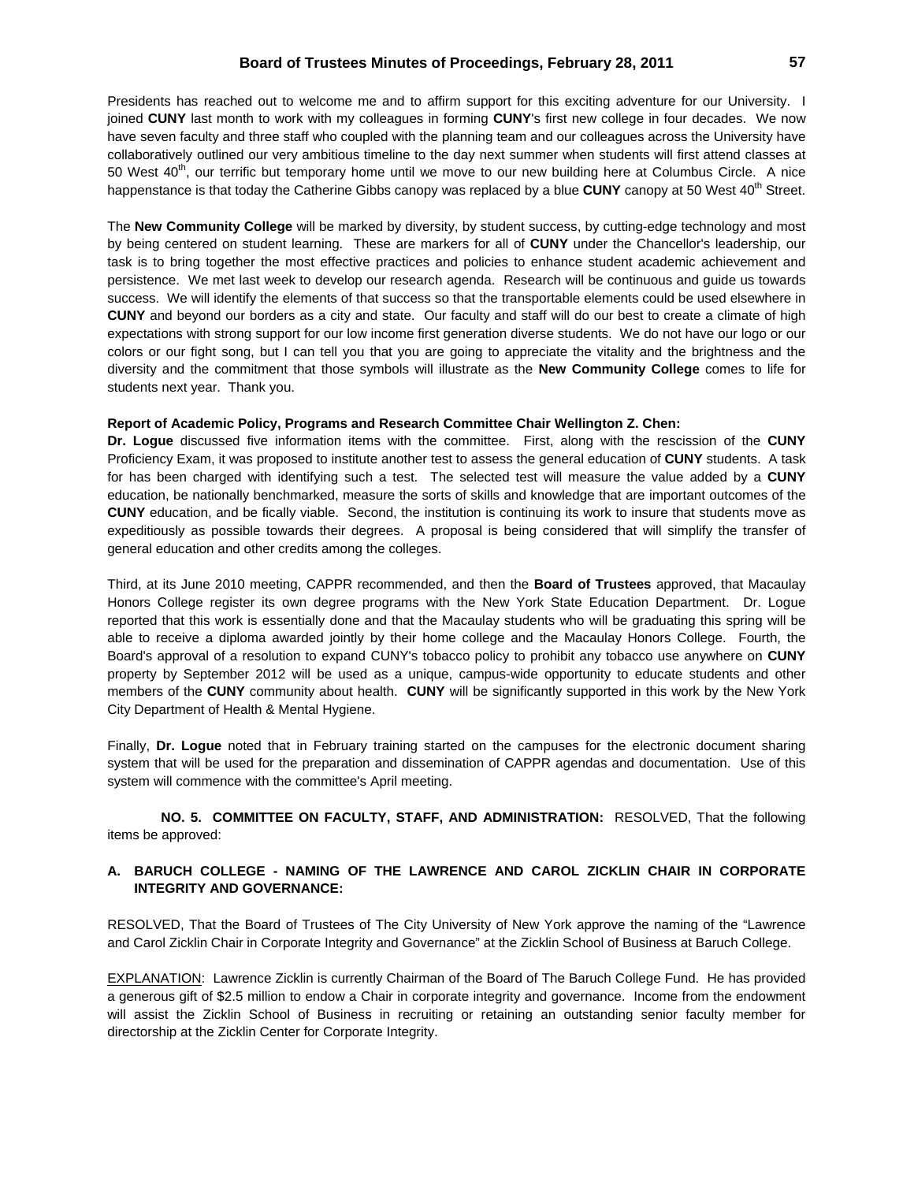Presidents has reached out to welcome me and to affirm support for this exciting adventure for our University. I joined **CUNY** last month to work with my colleagues in forming **CUNY**'s first new college in four decades. We now have seven faculty and three staff who coupled with the planning team and our colleagues across the University have collaboratively outlined our very ambitious timeline to the day next summer when students will first attend classes at 50 West 40th, our terrific but temporary home until we move to our new building here at Columbus Circle. A nice happenstance is that today the Catherine Gibbs canopy was replaced by a blue **CUNY** canopy at 50 West 40th Street.

The **New Community College** will be marked by diversity, by student success, by cutting-edge technology and most by being centered on student learning. These are markers for all of **CUNY** under the Chancellor's leadership, our task is to bring together the most effective practices and policies to enhance student academic achievement and persistence. We met last week to develop our research agenda. Research will be continuous and guide us towards success. We will identify the elements of that success so that the transportable elements could be used elsewhere in **CUNY** and beyond our borders as a city and state. Our faculty and staff will do our best to create a climate of high expectations with strong support for our low income first generation diverse students. We do not have our logo or our colors or our fight song, but I can tell you that you are going to appreciate the vitality and the brightness and the diversity and the commitment that those symbols will illustrate as the **New Community College** comes to life for students next year. Thank you.

**Report of Academic Policy, Programs and Research Committee Chair Wellington Z. Chen:**

**Dr. Logue** discussed five information items with the committee. First, along with the rescission of the **CUNY** Proficiency Exam, it was proposed to institute another test to assess the general education of **CUNY** students. A task for has been charged with identifying such a test. The selected test will measure the value added by a **CUNY** education, be nationally benchmarked, measure the sorts of skills and knowledge that are important outcomes of the **CUNY** education, and be fically viable. Second, the institution is continuing its work to insure that students move as expeditiously as possible towards their degrees. A proposal is being considered that will simplify the transfer of general education and other credits among the colleges.

Third, at its June 2010 meeting, CAPPR recommended, and then the **Board of Trustees** approved, that Macaulay Honors College register its own degree programs with the New York State Education Department. Dr. Logue reported that this work is essentially done and that the Macaulay students who will be graduating this spring will be able to receive a diploma awarded jointly by their home college and the Macaulay Honors College. Fourth, the Board's approval of a resolution to expand CUNY's tobacco policy to prohibit any tobacco use anywhere on **CUNY** property by September 2012 will be used as a unique, campus-wide opportunity to educate students and other members of the **CUNY** community about health. **CUNY** will be significantly supported in this work by the New York City Department of Health & Mental Hygiene.

Finally, **Dr. Logue** noted that in February training started on the campuses for the electronic document sharing system that will be used for the preparation and dissemination of CAPPR agendas and documentation. Use of this system will commence with the committee's April meeting.

**NO. 5. COMMITTEE ON FACULTY, STAFF, AND ADMINISTRATION:** RESOLVED, That the following items be approved:

**A. BARUCH COLLEGE - NAMING OF THE LAWRENCE AND CAROL ZICKLIN CHAIR IN CORPORATE INTEGRITY AND GOVERNANCE:**

RESOLVED, That the Board of Trustees of The City University of New York approve the naming of the "Lawrence and Carol Zicklin Chair in Corporate Integrity and Governance" at the Zicklin School of Business at Baruch College.

EXPLANATION: Lawrence Zicklin is currently Chairman of the Board of The Baruch College Fund. He has provided a generous gift of $2.5 million to endow a Chair in corporate integrity and governance. Income from the endowment will assist the Zicklin School of Business in recruiting or retaining an outstanding senior faculty member for directorship at the Zicklin Center for Corporate Integrity.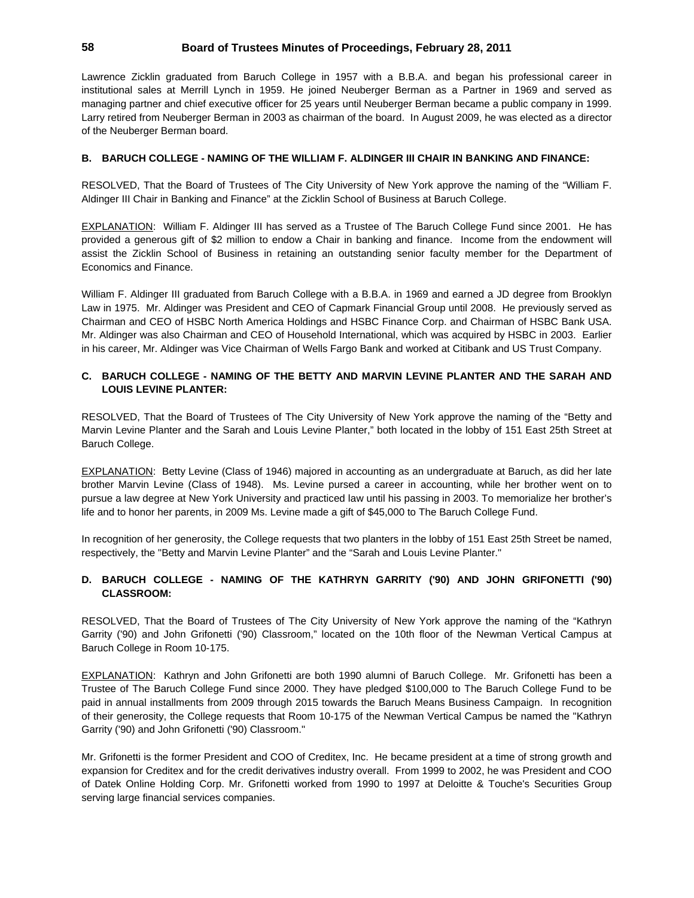Lawrence Zicklin graduated from Baruch College in 1957 with a B.B.A. and began his professional career in institutional sales at Merrill Lynch in 1959. He joined Neuberger Berman as a Partner in 1969 and served as managing partner and chief executive officer for 25 years until Neuberger Berman became a public company in 1999. Larry retired from Neuberger Berman in 2003 as chairman of the board. In August 2009, he was elected as a director of the Neuberger Berman board.

**B. BARUCH COLLEGE - NAMING OF THE WILLIAM F. ALDINGER III CHAIR IN BANKING AND FINANCE:**

RESOLVED, That the Board of Trustees of The City University of New York approve the naming of the "William F. Aldinger III Chair in Banking and Finance" at the Zicklin School of Business at Baruch College.

EXPLANATION: William F. Aldinger III has served as a Trustee of The Baruch College Fund since 2001. He has provided a generous gift of $2 million to endow a Chair in banking and finance. Income from the endowment will assist the Zicklin School of Business in retaining an outstanding senior faculty member for the Department of Economics and Finance.

William F. Aldinger III graduated from Baruch College with a B.B.A. in 1969 and earned a JD degree from Brooklyn Law in 1975. Mr. Aldinger was President and CEO of Capmark Financial Group until 2008. He previously served as Chairman and CEO of HSBC North America Holdings and HSBC Finance Corp. and Chairman of HSBC Bank USA. Mr. Aldinger was also Chairman and CEO of Household International, which was acquired by HSBC in 2003. Earlier in his career, Mr. Aldinger was Vice Chairman of Wells Fargo Bank and worked at Citibank and US Trust Company.

**C. BARUCH COLLEGE - NAMING OF THE BETTY AND MARVIN LEVINE PLANTER AND THE SARAH AND LOUIS LEVINE PLANTER:**

RESOLVED, That the Board of Trustees of The City University of New York approve the naming of the "Betty and Marvin Levine Planter and the Sarah and Louis Levine Planter," both located in the lobby of 151 East 25th Street at Baruch College.

EXPLANATION: Betty Levine (Class of 1946) majored in accounting as an undergraduate at Baruch, as did her late brother Marvin Levine (Class of 1948). Ms. Levine pursed a career in accounting, while her brother went on to pursue a law degree at New York University and practiced law until his passing in 2003. To memorialize her brother's life and to honor her parents, in 2009 Ms. Levine made a gift of $45,000 to The Baruch College Fund.

In recognition of her generosity, the College requests that two planters in the lobby of 151 East 25th Street be named, respectively, the "Betty and Marvin Levine Planter" and the "Sarah and Louis Levine Planter."

**D. BARUCH COLLEGE - NAMING OF THE KATHRYN GARRITY ('90) AND JOHN GRIFONETTI ('90) CLASSROOM:**

RESOLVED, That the Board of Trustees of The City University of New York approve the naming of the "Kathryn Garrity ('90) and John Grifonetti ('90) Classroom," located on the 10th floor of the Newman Vertical Campus at Baruch College in Room 10-175.

EXPLANATION: Kathryn and John Grifonetti are both 1990 alumni of Baruch College. Mr. Grifonetti has been a Trustee of The Baruch College Fund since 2000. They have pledged $100,000 to The Baruch College Fund to be paid in annual installments from 2009 through 2015 towards the Baruch Means Business Campaign. In recognition of their generosity, the College requests that Room 10-175 of the Newman Vertical Campus be named the "Kathryn Garrity ('90) and John Grifonetti ('90) Classroom."

Mr. Grifonetti is the former President and COO of Creditex, Inc. He became president at a time of strong growth and expansion for Creditex and for the credit derivatives industry overall. From 1999 to 2002, he was President and COO of Datek Online Holding Corp. Mr. Grifonetti worked from 1990 to 1997 at Deloitte & Touche's Securities Group serving large financial services companies.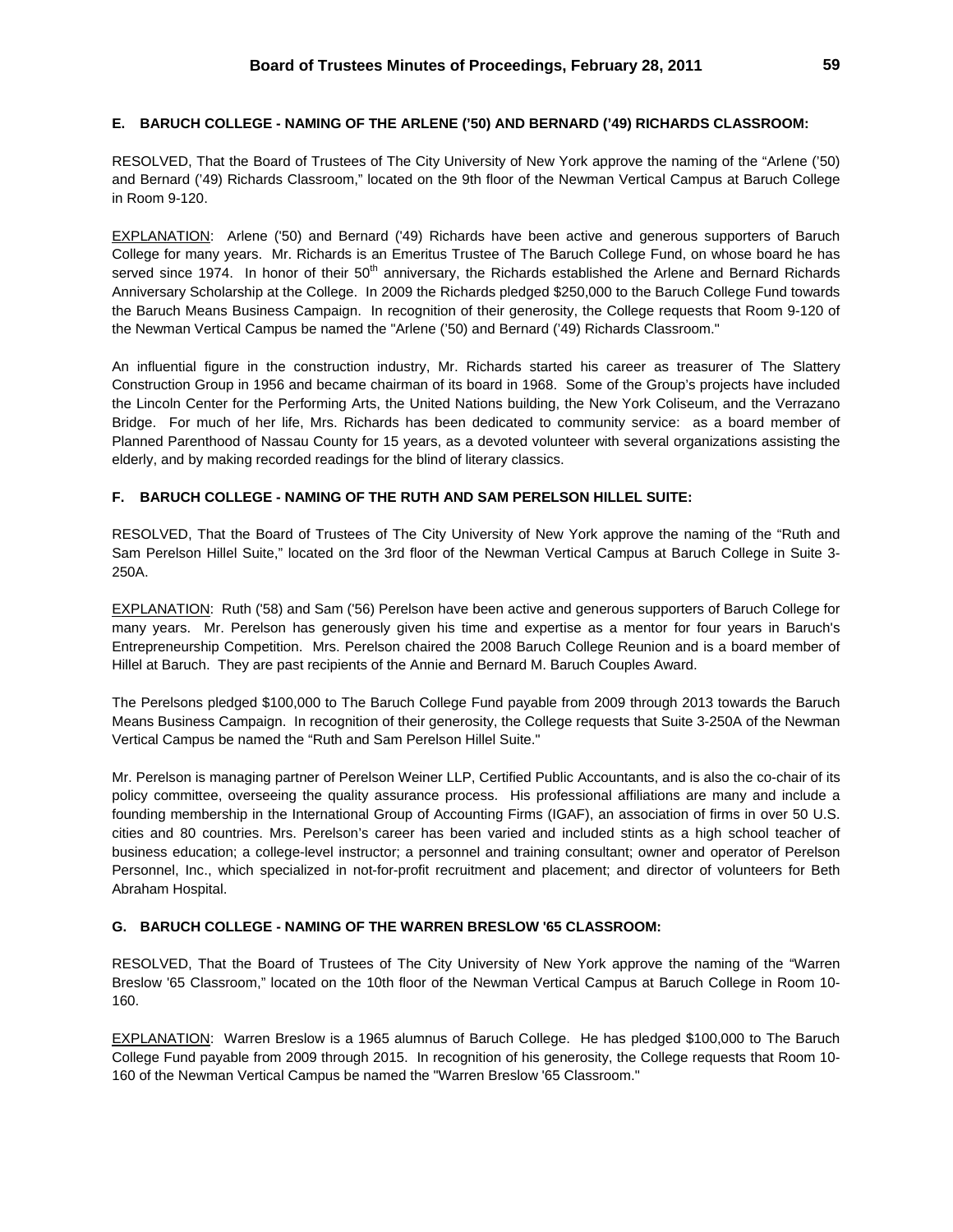### E. BARUCH COLLEGE - NAMING OF THE ARLENE ('50) AND BERNARD ('49) RICHARDS CLASSROOM:

RESOLVED, That the Board of Trustees of The City University of New York approve the naming of the "Arlene ('50) and Bernard ('49) Richards Classroom," located on the 9th floor of the Newman Vertical Campus at Baruch College in Room 9-120.

EXPLANATION: Arlene ('50) and Bernard ('49) Richards have been active and generous supporters of Baruch College for many years. Mr. Richards is an Emeritus Trustee of The Baruch College Fund, on whose board he has served since 1974. In honor of their 50th anniversary, the Richards established the Arlene and Bernard Richards Anniversary Scholarship at the College. In 2009 the Richards pledged $250,000 to the Baruch College Fund towards the Baruch Means Business Campaign. In recognition of their generosity, the College requests that Room 9-120 of the Newman Vertical Campus be named the "Arlene ('50) and Bernard ('49) Richards Classroom."

An influential figure in the construction industry, Mr. Richards started his career as treasurer of The Slattery Construction Group in 1956 and became chairman of its board in 1968. Some of the Group's projects have included the Lincoln Center for the Performing Arts, the United Nations building, the New York Coliseum, and the Verrazano Bridge. For much of her life, Mrs. Richards has been dedicated to community service: as a board member of Planned Parenthood of Nassau County for 15 years, as a devoted volunteer with several organizations assisting the elderly, and by making recorded readings for the blind of literary classics.

### F. BARUCH COLLEGE - NAMING OF THE RUTH AND SAM PERELSON HILLEL SUITE:

RESOLVED, That the Board of Trustees of The City University of New York approve the naming of the "Ruth and Sam Perelson Hillel Suite," located on the 3rd floor of the Newman Vertical Campus at Baruch College in Suite 3-250A.

EXPLANATION: Ruth ('58) and Sam ('56) Perelson have been active and generous supporters of Baruch College for many years. Mr. Perelson has generously given his time and expertise as a mentor for four years in Baruch's Entrepreneurship Competition. Mrs. Perelson chaired the 2008 Baruch College Reunion and is a board member of Hillel at Baruch. They are past recipients of the Annie and Bernard M. Baruch Couples Award.

The Perelsons pledged $100,000 to The Baruch College Fund payable from 2009 through 2013 towards the Baruch Means Business Campaign. In recognition of their generosity, the College requests that Suite 3-250A of the Newman Vertical Campus be named the "Ruth and Sam Perelson Hillel Suite."

Mr. Perelson is managing partner of Perelson Weiner LLP, Certified Public Accountants, and is also the co-chair of its policy committee, overseeing the quality assurance process. His professional affiliations are many and include a founding membership in the International Group of Accounting Firms (IGAF), an association of firms in over 50 U.S. cities and 80 countries. Mrs. Perelson's career has been varied and included stints as a high school teacher of business education; a college-level instructor; a personnel and training consultant; owner and operator of Perelson Personnel, Inc., which specialized in not-for-profit recruitment and placement; and director of volunteers for Beth Abraham Hospital.

### G. BARUCH COLLEGE - NAMING OF THE WARREN BRESLOW '65 CLASSROOM:

RESOLVED, That the Board of Trustees of The City University of New York approve the naming of the "Warren Breslow '65 Classroom," located on the 10th floor of the Newman Vertical Campus at Baruch College in Room 10-160.

EXPLANATION: Warren Breslow is a 1965 alumnus of Baruch College. He has pledged $100,000 to The Baruch College Fund payable from 2009 through 2015. In recognition of his generosity, the College requests that Room 10-160 of the Newman Vertical Campus be named the "Warren Breslow '65 Classroom."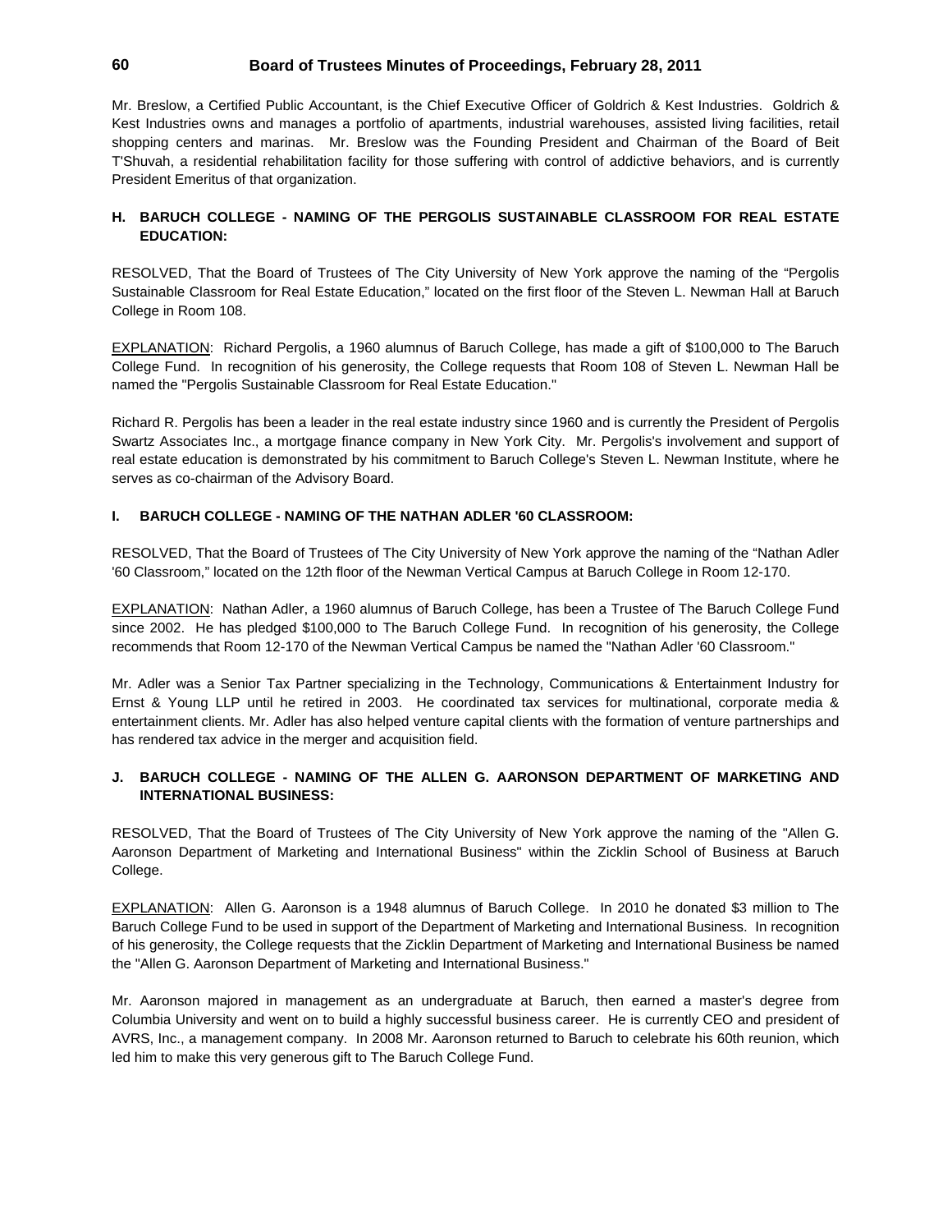Mr. Breslow, a Certified Public Accountant, is the Chief Executive Officer of Goldrich & Kest Industries. Goldrich & Kest Industries owns and manages a portfolio of apartments, industrial warehouses, assisted living facilities, retail shopping centers and marinas. Mr. Breslow was the Founding President and Chairman of the Board of Beit T'Shuvah, a residential rehabilitation facility for those suffering with control of addictive behaviors, and is currently President Emeritus of that organization.

### H. BARUCH COLLEGE - NAMING OF THE PERGOLIS SUSTAINABLE CLASSROOM FOR REAL ESTATE EDUCATION:

RESOLVED, That the Board of Trustees of The City University of New York approve the naming of the "Pergolis Sustainable Classroom for Real Estate Education," located on the first floor of the Steven L. Newman Hall at Baruch College in Room 108.

EXPLANATION: Richard Pergolis, a 1960 alumnus of Baruch College, has made a gift of $100,000 to The Baruch College Fund. In recognition of his generosity, the College requests that Room 108 of Steven L. Newman Hall be named the "Pergolis Sustainable Classroom for Real Estate Education."

Richard R. Pergolis has been a leader in the real estate industry since 1960 and is currently the President of Pergolis Swartz Associates Inc., a mortgage finance company in New York City. Mr. Pergolis's involvement and support of real estate education is demonstrated by his commitment to Baruch College's Steven L. Newman Institute, where he serves as co-chairman of the Advisory Board.

### I. BARUCH COLLEGE - NAMING OF THE NATHAN ADLER '60 CLASSROOM:

RESOLVED, That the Board of Trustees of The City University of New York approve the naming of the "Nathan Adler '60 Classroom," located on the 12th floor of the Newman Vertical Campus at Baruch College in Room 12-170.

EXPLANATION: Nathan Adler, a 1960 alumnus of Baruch College, has been a Trustee of The Baruch College Fund since 2002. He has pledged $100,000 to The Baruch College Fund. In recognition of his generosity, the College recommends that Room 12-170 of the Newman Vertical Campus be named the "Nathan Adler '60 Classroom."

Mr. Adler was a Senior Tax Partner specializing in the Technology, Communications & Entertainment Industry for Ernst & Young LLP until he retired in 2003. He coordinated tax services for multinational, corporate media & entertainment clients. Mr. Adler has also helped venture capital clients with the formation of venture partnerships and has rendered tax advice in the merger and acquisition field.

### J. BARUCH COLLEGE - NAMING OF THE ALLEN G. AARONSON DEPARTMENT OF MARKETING AND INTERNATIONAL BUSINESS:

RESOLVED, That the Board of Trustees of The City University of New York approve the naming of the "Allen G. Aaronson Department of Marketing and International Business" within the Zicklin School of Business at Baruch College.

EXPLANATION: Allen G. Aaronson is a 1948 alumnus of Baruch College. In 2010 he donated $3 million to The Baruch College Fund to be used in support of the Department of Marketing and International Business. In recognition of his generosity, the College requests that the Zicklin Department of Marketing and International Business be named the "Allen G. Aaronson Department of Marketing and International Business."

Mr. Aaronson majored in management as an undergraduate at Baruch, then earned a master's degree from Columbia University and went on to build a highly successful business career. He is currently CEO and president of AVRS, Inc., a management company. In 2008 Mr. Aaronson returned to Baruch to celebrate his 60th reunion, which led him to make this very generous gift to The Baruch College Fund.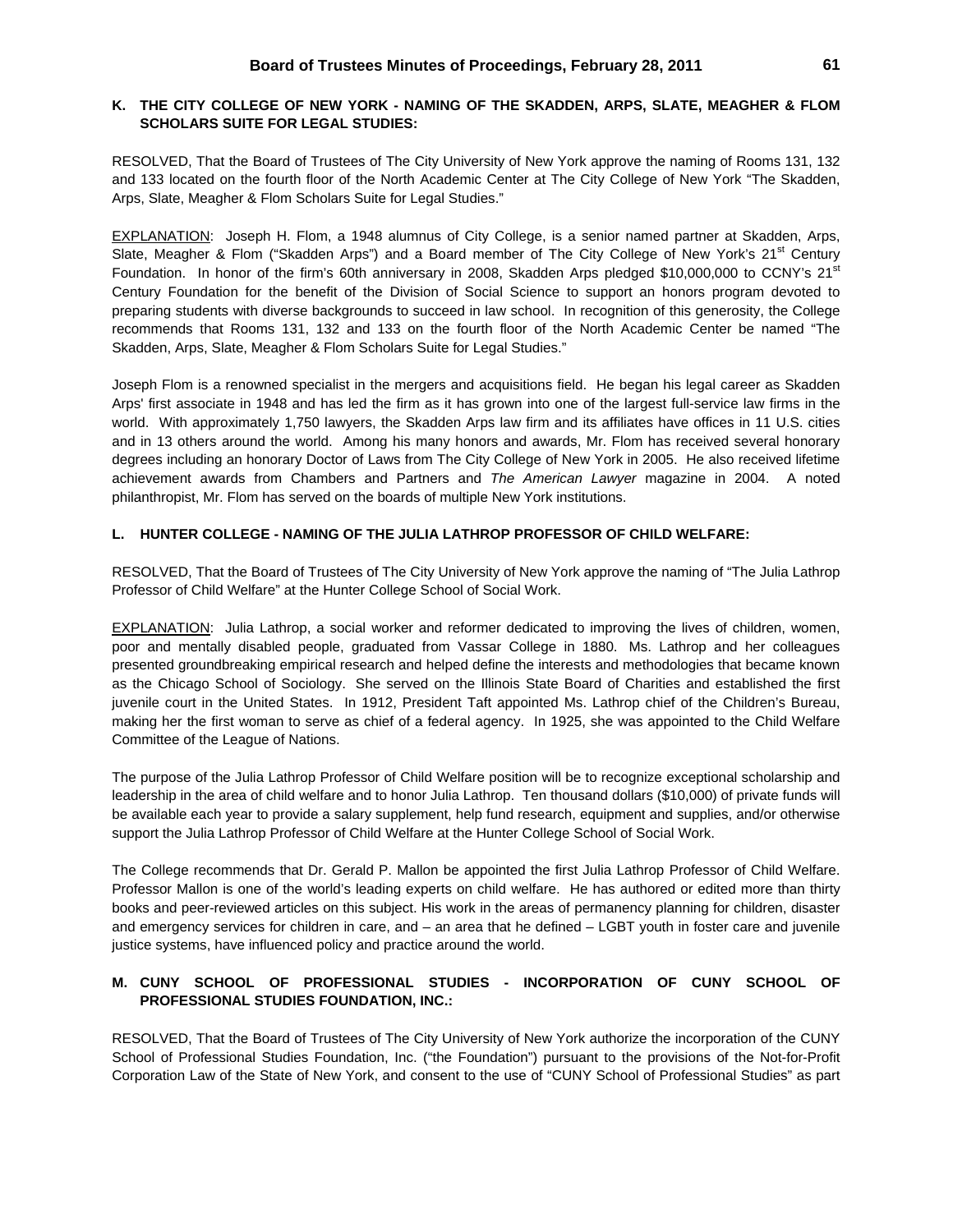**K. THE CITY COLLEGE OF NEW YORK - NAMING OF THE SKADDEN, ARPS, SLATE, MEAGHER & FLOM SCHOLARS SUITE FOR LEGAL STUDIES:**

RESOLVED, That the Board of Trustees of The City University of New York approve the naming of Rooms 131, 132 and 133 located on the fourth floor of the North Academic Center at The City College of New York "The Skadden, Arps, Slate, Meagher & Flom Scholars Suite for Legal Studies."

EXPLANATION: Joseph H. Flom, a 1948 alumnus of City College, is a senior named partner at Skadden, Arps, Slate, Meagher & Flom ("Skadden Arps") and a Board member of The City College of New York's 21st Century Foundation. In honor of the firm's 60th anniversary in 2008, Skadden Arps pledged $10,000,000 to CCNY's 21st Century Foundation for the benefit of the Division of Social Science to support an honors program devoted to preparing students with diverse backgrounds to succeed in law school. In recognition of this generosity, the College recommends that Rooms 131, 132 and 133 on the fourth floor of the North Academic Center be named "The Skadden, Arps, Slate, Meagher & Flom Scholars Suite for Legal Studies."

Joseph Flom is a renowned specialist in the mergers and acquisitions field. He began his legal career as Skadden Arps' first associate in 1948 and has led the firm as it has grown into one of the largest full-service law firms in the world. With approximately 1,750 lawyers, the Skadden Arps law firm and its affiliates have offices in 11 U.S. cities and in 13 others around the world. Among his many honors and awards, Mr. Flom has received several honorary degrees including an honorary Doctor of Laws from The City College of New York in 2005. He also received lifetime achievement awards from Chambers and Partners and *The American Lawyer* magazine in 2004. A noted philanthropist, Mr. Flom has served on the boards of multiple New York institutions.

**L. HUNTER COLLEGE - NAMING OF THE JULIA LATHROP PROFESSOR OF CHILD WELFARE:**

RESOLVED, That the Board of Trustees of The City University of New York approve the naming of "The Julia Lathrop Professor of Child Welfare" at the Hunter College School of Social Work.

EXPLANATION: Julia Lathrop, a social worker and reformer dedicated to improving the lives of children, women, poor and mentally disabled people, graduated from Vassar College in 1880. Ms. Lathrop and her colleagues presented groundbreaking empirical research and helped define the interests and methodologies that became known as the Chicago School of Sociology. She served on the Illinois State Board of Charities and established the first juvenile court in the United States. In 1912, President Taft appointed Ms. Lathrop chief of the Children's Bureau, making her the first woman to serve as chief of a federal agency. In 1925, she was appointed to the Child Welfare Committee of the League of Nations.

The purpose of the Julia Lathrop Professor of Child Welfare position will be to recognize exceptional scholarship and leadership in the area of child welfare and to honor Julia Lathrop. Ten thousand dollars ($10,000) of private funds will be available each year to provide a salary supplement, help fund research, equipment and supplies, and/or otherwise support the Julia Lathrop Professor of Child Welfare at the Hunter College School of Social Work.

The College recommends that Dr. Gerald P. Mallon be appointed the first Julia Lathrop Professor of Child Welfare. Professor Mallon is one of the world's leading experts on child welfare. He has authored or edited more than thirty books and peer-reviewed articles on this subject. His work in the areas of permanency planning for children, disaster and emergency services for children in care, and – an area that he defined – LGBT youth in foster care and juvenile justice systems, have influenced policy and practice around the world.

**M. CUNY SCHOOL OF PROFESSIONAL STUDIES - INCORPORATION OF CUNY SCHOOL OF PROFESSIONAL STUDIES FOUNDATION, INC.:**

RESOLVED, That the Board of Trustees of The City University of New York authorize the incorporation of the CUNY School of Professional Studies Foundation, Inc. ("the Foundation") pursuant to the provisions of the Not-for-Profit Corporation Law of the State of New York, and consent to the use of "CUNY School of Professional Studies" as part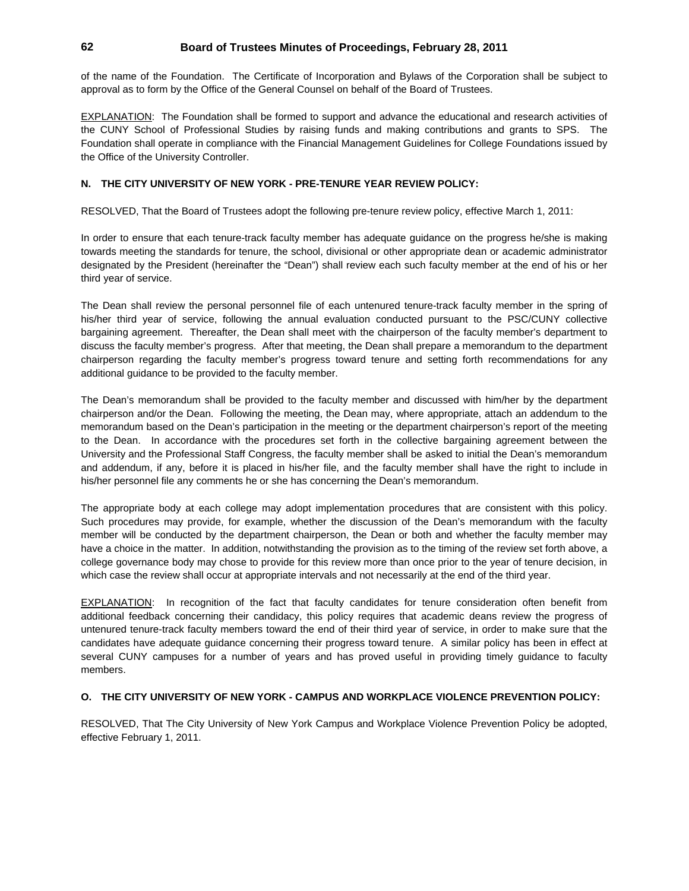of the name of the Foundation. The Certificate of Incorporation and Bylaws of the Corporation shall be subject to approval as to form by the Office of the General Counsel on behalf of the Board of Trustees.

EXPLANATION: The Foundation shall be formed to support and advance the educational and research activities of the CUNY School of Professional Studies by raising funds and making contributions and grants to SPS. The Foundation shall operate in compliance with the Financial Management Guidelines for College Foundations issued by the Office of the University Controller.

**N. THE CITY UNIVERSITY OF NEW YORK - PRE-TENURE YEAR REVIEW POLICY:**

RESOLVED, That the Board of Trustees adopt the following pre-tenure review policy, effective March 1, 2011:

In order to ensure that each tenure-track faculty member has adequate guidance on the progress he/she is making towards meeting the standards for tenure, the school, divisional or other appropriate dean or academic administrator designated by the President (hereinafter the "Dean") shall review each such faculty member at the end of his or her third year of service.

The Dean shall review the personal personnel file of each untenured tenure-track faculty member in the spring of his/her third year of service, following the annual evaluation conducted pursuant to the PSC/CUNY collective bargaining agreement. Thereafter, the Dean shall meet with the chairperson of the faculty member's department to discuss the faculty member's progress. After that meeting, the Dean shall prepare a memorandum to the department chairperson regarding the faculty member's progress toward tenure and setting forth recommendations for any additional guidance to be provided to the faculty member.

The Dean's memorandum shall be provided to the faculty member and discussed with him/her by the department chairperson and/or the Dean. Following the meeting, the Dean may, where appropriate, attach an addendum to the memorandum based on the Dean's participation in the meeting or the department chairperson's report of the meeting to the Dean. In accordance with the procedures set forth in the collective bargaining agreement between the University and the Professional Staff Congress, the faculty member shall be asked to initial the Dean's memorandum and addendum, if any, before it is placed in his/her file, and the faculty member shall have the right to include in his/her personnel file any comments he or she has concerning the Dean's memorandum.

The appropriate body at each college may adopt implementation procedures that are consistent with this policy. Such procedures may provide, for example, whether the discussion of the Dean's memorandum with the faculty member will be conducted by the department chairperson, the Dean or both and whether the faculty member may have a choice in the matter. In addition, notwithstanding the provision as to the timing of the review set forth above, a college governance body may chose to provide for this review more than once prior to the year of tenure decision, in which case the review shall occur at appropriate intervals and not necessarily at the end of the third year.

EXPLANATION: In recognition of the fact that faculty candidates for tenure consideration often benefit from additional feedback concerning their candidacy, this policy requires that academic deans review the progress of untenured tenure-track faculty members toward the end of their third year of service, in order to make sure that the candidates have adequate guidance concerning their progress toward tenure. A similar policy has been in effect at several CUNY campuses for a number of years and has proved useful in providing timely guidance to faculty members.

**O. THE CITY UNIVERSITY OF NEW YORK - CAMPUS AND WORKPLACE VIOLENCE PREVENTION POLICY:**

RESOLVED, That The City University of New York Campus and Workplace Violence Prevention Policy be adopted, effective February 1, 2011.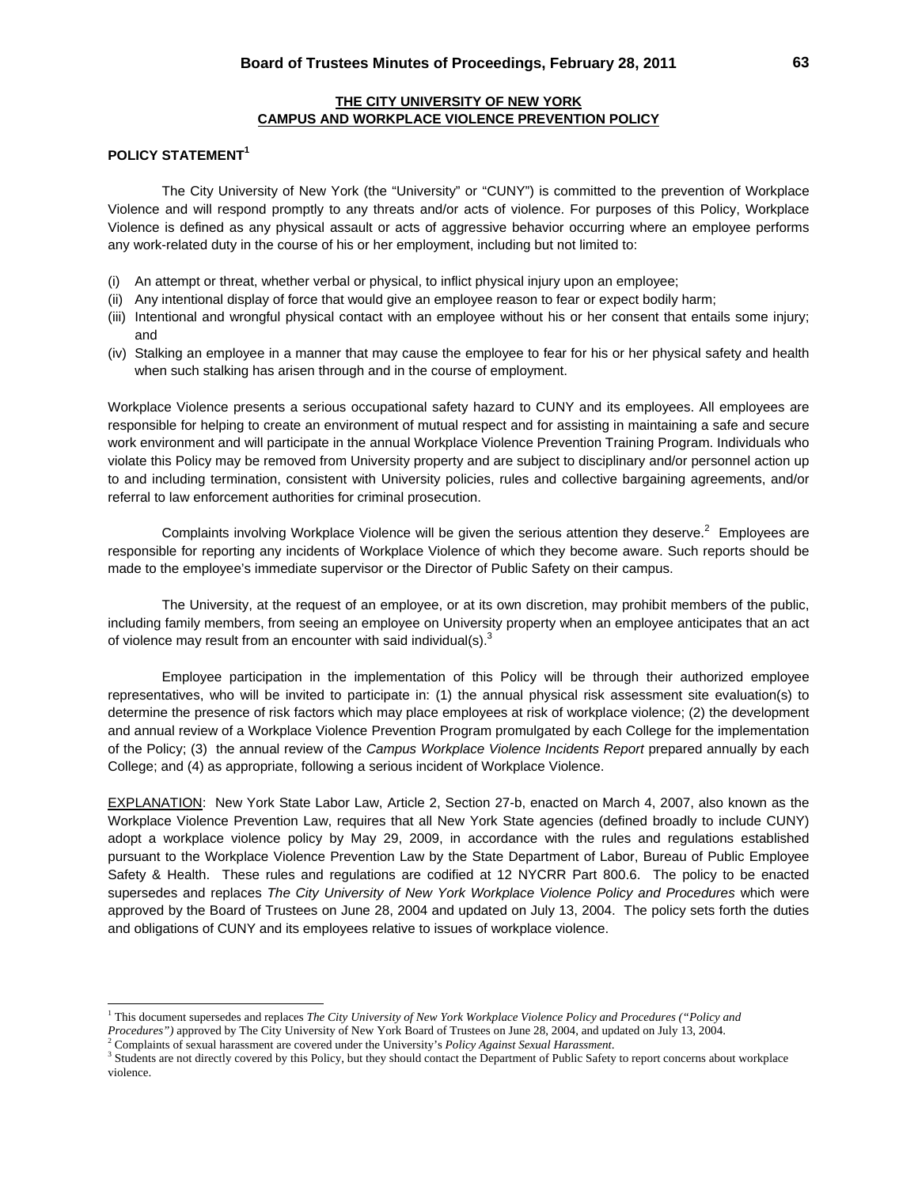**THE CITY UNIVERSITY OF NEW YORK**
**CAMPUS AND WORKPLACE VIOLENCE PREVENTION POLICY**

## POLICY STATEMENT[1]

The City University of New York (the "University" or "CUNY") is committed to the prevention of Workplace Violence and will respond promptly to any threats and/or acts of violence. For purposes of this Policy, Workplace Violence is defined as any physical assault or acts of aggressive behavior occurring where an employee performs any work-related duty in the course of his or her employment, including but not limited to:

(i) An attempt or threat, whether verbal or physical, to inflict physical injury upon an employee;
(ii) Any intentional display of force that would give an employee reason to fear or expect bodily harm;
(iii) Intentional and wrongful physical contact with an employee without his or her consent that entails some injury; and
(iv) Stalking an employee in a manner that may cause the employee to fear for his or her physical safety and health when such stalking has arisen through and in the course of employment.

Workplace Violence presents a serious occupational safety hazard to CUNY and its employees. All employees are responsible for helping to create an environment of mutual respect and for assisting in maintaining a safe and secure work environment and will participate in the annual Workplace Violence Prevention Training Program. Individuals who violate this Policy may be removed from University property and are subject to disciplinary and/or personnel action up to and including termination, consistent with University policies, rules and collective bargaining agreements, and/or referral to law enforcement authorities for criminal prosecution.

Complaints involving Workplace Violence will be given the serious attention they deserve.[2] Employees are responsible for reporting any incidents of Workplace Violence of which they become aware. Such reports should be made to the employee's immediate supervisor or the Director of Public Safety on their campus.

The University, at the request of an employee, or at its own discretion, may prohibit members of the public, including family members, from seeing an employee on University property when an employee anticipates that an act of violence may result from an encounter with said individual(s).[3]

Employee participation in the implementation of this Policy will be through their authorized employee representatives, who will be invited to participate in: (1) the annual physical risk assessment site evaluation(s) to determine the presence of risk factors which may place employees at risk of workplace violence; (2) the development and annual review of a Workplace Violence Prevention Program promulgated by each College for the implementation of the Policy; (3) the annual review of the *Campus Workplace Violence Incidents Report* prepared annually by each College; and (4) as appropriate, following a serious incident of Workplace Violence.

EXPLANATION: New York State Labor Law, Article 2, Section 27-b, enacted on March 4, 2007, also known as the Workplace Violence Prevention Law, requires that all New York State agencies (defined broadly to include CUNY) adopt a workplace violence policy by May 29, 2009, in accordance with the rules and regulations established pursuant to the Workplace Violence Prevention Law by the State Department of Labor, Bureau of Public Employee Safety & Health. These rules and regulations are codified at 12 NYCRR Part 800.6. The policy to be enacted supersedes and replaces *The City University of New York Workplace Violence Policy and Procedures* which were approved by the Board of Trustees on June 28, 2004 and updated on July 13, 2004. The policy sets forth the duties and obligations of CUNY and its employees relative to issues of workplace violence.

---

[1] This document supersedes and replaces *The City University of New York Workplace Violence Policy and Procedures ("Policy and Procedures")* approved by The City University of New York Board of Trustees on June 28, 2004, and updated on July 13, 2004.

[2] Complaints of sexual harassment are covered under the University's *Policy Against Sexual Harassment*.

[3] Students are not directly covered by this Policy, but they should contact the Department of Public Safety to report concerns about workplace violence.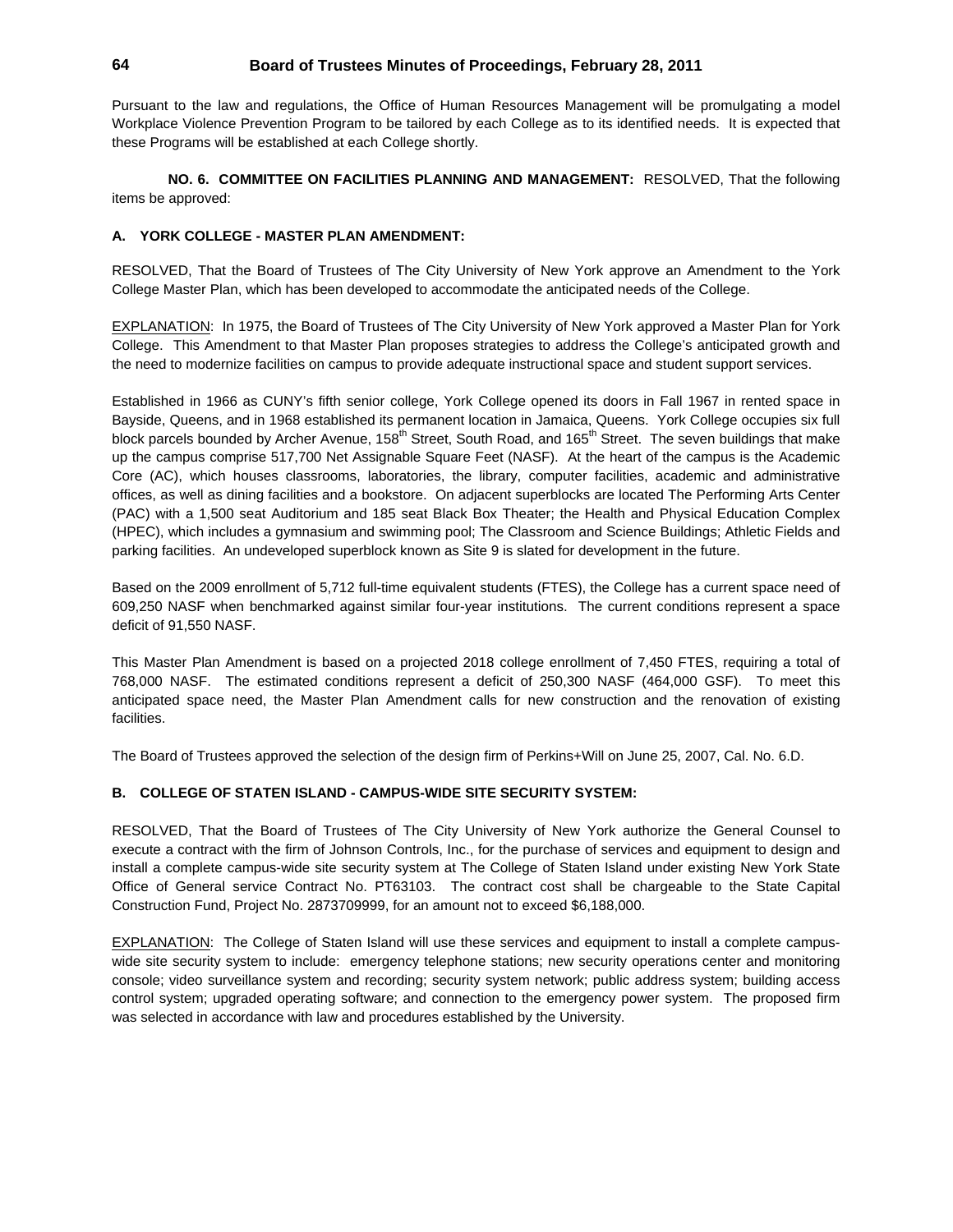Pursuant to the law and regulations, the Office of Human Resources Management will be promulgating a model Workplace Violence Prevention Program to be tailored by each College as to its identified needs. It is expected that these Programs will be established at each College shortly.

**NO. 6. COMMITTEE ON FACILITIES PLANNING AND MANAGEMENT:** RESOLVED, That the following items be approved:

### A. YORK COLLEGE - MASTER PLAN AMENDMENT:

RESOLVED, That the Board of Trustees of The City University of New York approve an Amendment to the York College Master Plan, which has been developed to accommodate the anticipated needs of the College.

EXPLANATION: In 1975, the Board of Trustees of The City University of New York approved a Master Plan for York College. This Amendment to that Master Plan proposes strategies to address the College's anticipated growth and the need to modernize facilities on campus to provide adequate instructional space and student support services.

Established in 1966 as CUNY's fifth senior college, York College opened its doors in Fall 1967 in rented space in Bayside, Queens, and in 1968 established its permanent location in Jamaica, Queens. York College occupies six full block parcels bounded by Archer Avenue, 158th Street, South Road, and 165th Street. The seven buildings that make up the campus comprise 517,700 Net Assignable Square Feet (NASF). At the heart of the campus is the Academic Core (AC), which houses classrooms, laboratories, the library, computer facilities, academic and administrative offices, as well as dining facilities and a bookstore. On adjacent superblocks are located The Performing Arts Center (PAC) with a 1,500 seat Auditorium and 185 seat Black Box Theater; the Health and Physical Education Complex (HPEC), which includes a gymnasium and swimming pool; The Classroom and Science Buildings; Athletic Fields and parking facilities. An undeveloped superblock known as Site 9 is slated for development in the future.

Based on the 2009 enrollment of 5,712 full-time equivalent students (FTES), the College has a current space need of 609,250 NASF when benchmarked against similar four-year institutions. The current conditions represent a space deficit of 91,550 NASF.

This Master Plan Amendment is based on a projected 2018 college enrollment of 7,450 FTES, requiring a total of 768,000 NASF. The estimated conditions represent a deficit of 250,300 NASF (464,000 GSF). To meet this anticipated space need, the Master Plan Amendment calls for new construction and the renovation of existing facilities.

The Board of Trustees approved the selection of the design firm of Perkins+Will on June 25, 2007, Cal. No. 6.D.

### B. COLLEGE OF STATEN ISLAND - CAMPUS-WIDE SITE SECURITY SYSTEM:

RESOLVED, That the Board of Trustees of The City University of New York authorize the General Counsel to execute a contract with the firm of Johnson Controls, Inc., for the purchase of services and equipment to design and install a complete campus-wide site security system at The College of Staten Island under existing New York State Office of General service Contract No. PT63103. The contract cost shall be chargeable to the State Capital Construction Fund, Project No. 2873709999, for an amount not to exceed $6,188,000.

EXPLANATION: The College of Staten Island will use these services and equipment to install a complete campus-wide site security system to include: emergency telephone stations; new security operations center and monitoring console; video surveillance system and recording; security system network; public address system; building access control system; upgraded operating software; and connection to the emergency power system. The proposed firm was selected in accordance with law and procedures established by the University.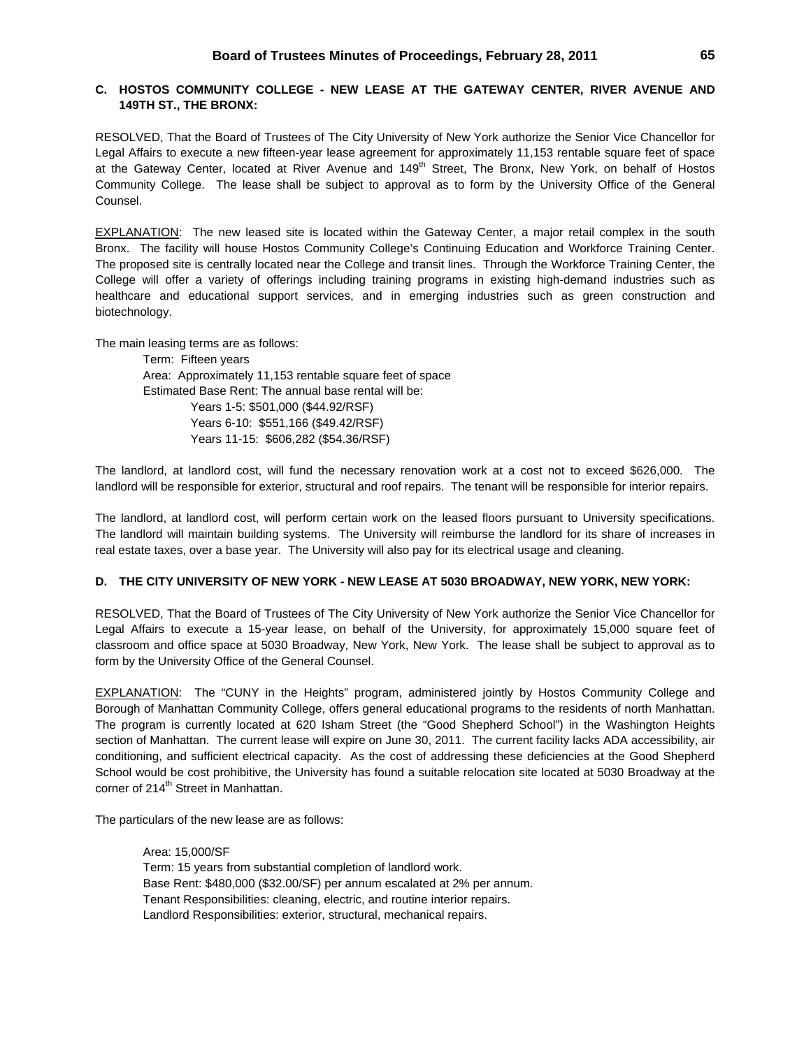## C. HOSTOS COMMUNITY COLLEGE - NEW LEASE AT THE GATEWAY CENTER, RIVER AVENUE AND 149TH ST., THE BRONX:

RESOLVED, That the Board of Trustees of The City University of New York authorize the Senior Vice Chancellor for Legal Affairs to execute a new fifteen-year lease agreement for approximately 11,153 rentable square feet of space at the Gateway Center, located at River Avenue and 149th Street, The Bronx, New York, on behalf of Hostos Community College. The lease shall be subject to approval as to form by the University Office of the General Counsel.

EXPLANATION: The new leased site is located within the Gateway Center, a major retail complex in the south Bronx. The facility will house Hostos Community College's Continuing Education and Workforce Training Center. The proposed site is centrally located near the College and transit lines. Through the Workforce Training Center, the College will offer a variety of offerings including training programs in existing high-demand industries such as healthcare and educational support services, and in emerging industries such as green construction and biotechnology.

The main leasing terms are as follows:

Term: Fifteen years
Area: Approximately 11,153 rentable square feet of space
Estimated Base Rent: The annual base rental will be:
Years 1-5: $501,000 ($44.92/RSF)
Years 6-10: $551,166 ($49.42/RSF)
Years 11-15: $606,282 ($54.36/RSF)

The landlord, at landlord cost, will fund the necessary renovation work at a cost not to exceed $626,000. The landlord will be responsible for exterior, structural and roof repairs. The tenant will be responsible for interior repairs.

The landlord, at landlord cost, will perform certain work on the leased floors pursuant to University specifications. The landlord will maintain building systems. The University will reimburse the landlord for its share of increases in real estate taxes, over a base year. The University will also pay for its electrical usage and cleaning.

## D. THE CITY UNIVERSITY OF NEW YORK - NEW LEASE AT 5030 BROADWAY, NEW YORK, NEW YORK:

RESOLVED, That the Board of Trustees of The City University of New York authorize the Senior Vice Chancellor for Legal Affairs to execute a 15-year lease, on behalf of the University, for approximately 15,000 square feet of classroom and office space at 5030 Broadway, New York, New York. The lease shall be subject to approval as to form by the University Office of the General Counsel.

EXPLANATION: The "CUNY in the Heights" program, administered jointly by Hostos Community College and Borough of Manhattan Community College, offers general educational programs to the residents of north Manhattan. The program is currently located at 620 Isham Street (the "Good Shepherd School") in the Washington Heights section of Manhattan. The current lease will expire on June 30, 2011. The current facility lacks ADA accessibility, air conditioning, and sufficient electrical capacity. As the cost of addressing these deficiencies at the Good Shepherd School would be cost prohibitive, the University has found a suitable relocation site located at 5030 Broadway at the corner of 214th Street in Manhattan.

The particulars of the new lease are as follows:

Area: 15,000/SF
Term: 15 years from substantial completion of landlord work.
Base Rent: $480,000 ($32.00/SF) per annum escalated at 2% per annum.
Tenant Responsibilities: cleaning, electric, and routine interior repairs.
Landlord Responsibilities: exterior, structural, mechanical repairs.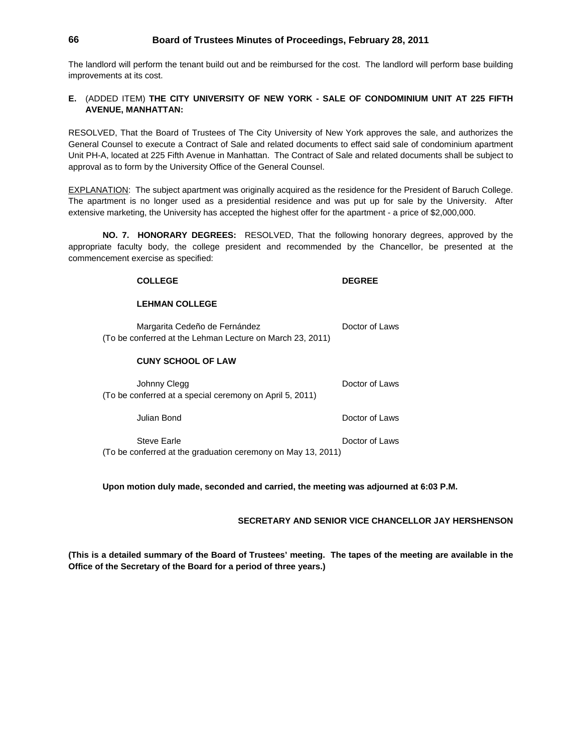The landlord will perform the tenant build out and be reimbursed for the cost. The landlord will perform base building improvements at its cost.

**E.** (ADDED ITEM) **THE CITY UNIVERSITY OF NEW YORK - SALE OF CONDOMINIUM UNIT AT 225 FIFTH AVENUE, MANHATTAN:**

RESOLVED, That the Board of Trustees of The City University of New York approves the sale, and authorizes the General Counsel to execute a Contract of Sale and related documents to effect said sale of condominium apartment Unit PH-A, located at 225 Fifth Avenue in Manhattan. The Contract of Sale and related documents shall be subject to approval as to form by the University Office of the General Counsel.

EXPLANATION: The subject apartment was originally acquired as the residence for the President of Baruch College. The apartment is no longer used as a presidential residence and was put up for sale by the University. After extensive marketing, the University has accepted the highest offer for the apartment - a price of $2,000,000.

**NO. 7. HONORARY DEGREES:** RESOLVED, That the following honorary degrees, approved by the appropriate faculty body, the college president and recommended by the Chancellor, be presented at the commencement exercise as specified:

| COLLEGE | DEGREE |
|---|---|
| **LEHMAN COLLEGE** | |
| Margarita Cedeño de Fernández (To be conferred at the Lehman Lecture on March 23, 2011) | Doctor of Laws |
| **CUNY SCHOOL OF LAW** | |
| Johnny Clegg (To be conferred at a special ceremony on April 5, 2011) | Doctor of Laws |
| Julian Bond | Doctor of Laws |
| Steve Earle (To be conferred at the graduation ceremony on May 13, 2011) | Doctor of Laws |

**Upon motion duly made, seconded and carried, the meeting was adjourned at 6:03 P.M.**

**SECRETARY AND SENIOR VICE CHANCELLOR JAY HERSHENSON**

**(This is a detailed summary of the Board of Trustees' meeting. The tapes of the meeting are available in the Office of the Secretary of the Board for a period of three years.)**